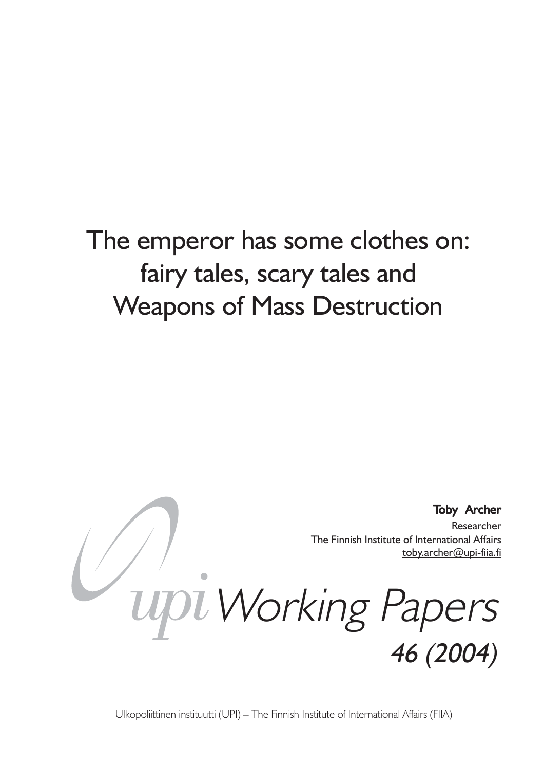# The emperor has some clothes on: fairy tales, scary tales and Weapons of Mass Destruction

**Toby Archer**

Researcher

The Finnish Institute of International Affairs

toby.archer@upi-fiia.fi

upi *Working Papers*

*46 (2004)*

Ulkopoliittinen instituutti (UPI) – The Finnish Institute of International Affairs (FIIA)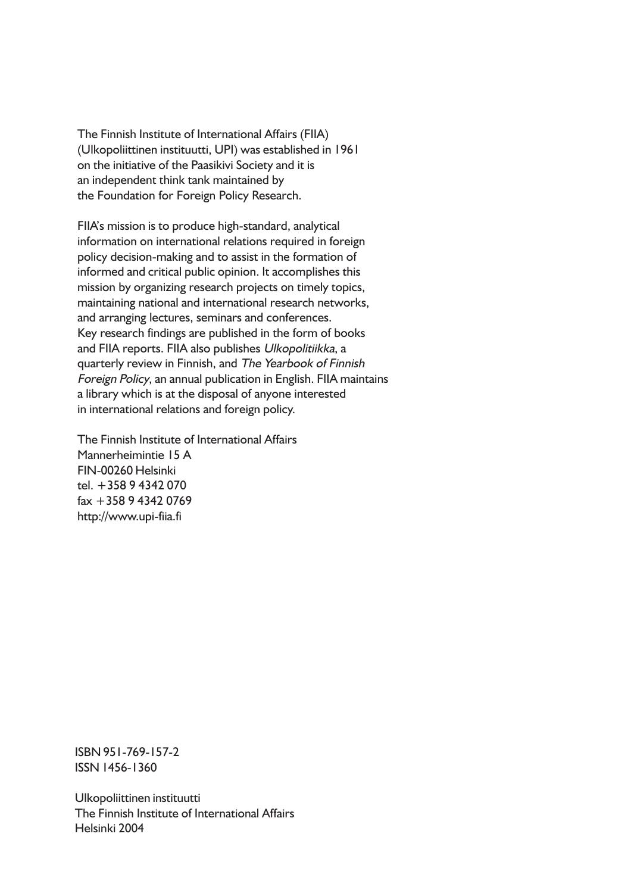The Finnish Institute of International Affairs (FIIA) (Ulkopoliittinen instituutti, UPI) was established in 1961 on the initiative of the Paasikivi Society and it is an independent think tank maintained by the Foundation for Foreign Policy Research.

FIIA's mission is to produce high-standard, analytical information on international relations required in foreign policy decision-making and to assist in the formation of informed and critical public opinion. It accomplishes this mission by organizing research projects on timely topics, maintaining national and international research networks, and arranging lectures, seminars and conferences. Key research findings are published in the form of books and FIIA reports. FIIA also publishes *Ulkopolitiikka*, a quarterly review in Finnish, and *The Yearbook of Finnish Foreign Policy*, an annual publication in English. FIIA maintains a library which is at the disposal of anyone interested in international relations and foreign policy.

The Finnish Institute of International Affairs
Mannerheimintie 15 A
FIN-00260 Helsinki
tel. +358 9 4342 070
fax +358 9 4342 0769
http://www.upi-fiia.fi

ISBN 951-769-157-2
ISSN 1456-1360

Ulkopoliittinen instituutti
The Finnish Institute of International Affairs
Helsinki 2004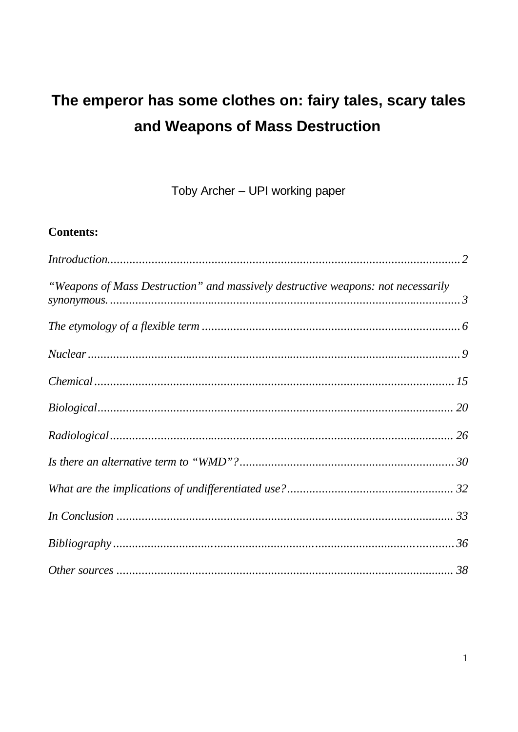# The emperor has some clothes on: fairy tales, scary tales and Weapons of Mass Destruction

Toby Archer – UPI working paper

**Contents:**

*Introduction*............................................................................................................2

*"Weapons of Mass Destruction" and massively destructive weapons: not necessarily synonymous.*............................................................................................................3

*The etymology of a flexible term*..........................................................................6

*Nuclear*...................................................................................................................9

*Chemical*...............................................................................................................15

*Biological*..............................................................................................................20

*Radiological*..........................................................................................................26

*Is there an alternative term to "WMD"?*..............................................................30

*What are the implications of undifferentiated use?*............................................32

*In Conclusion*.........................................................................................................33

*Bibliography*..........................................................................................................36

*Other sources*........................................................................................................38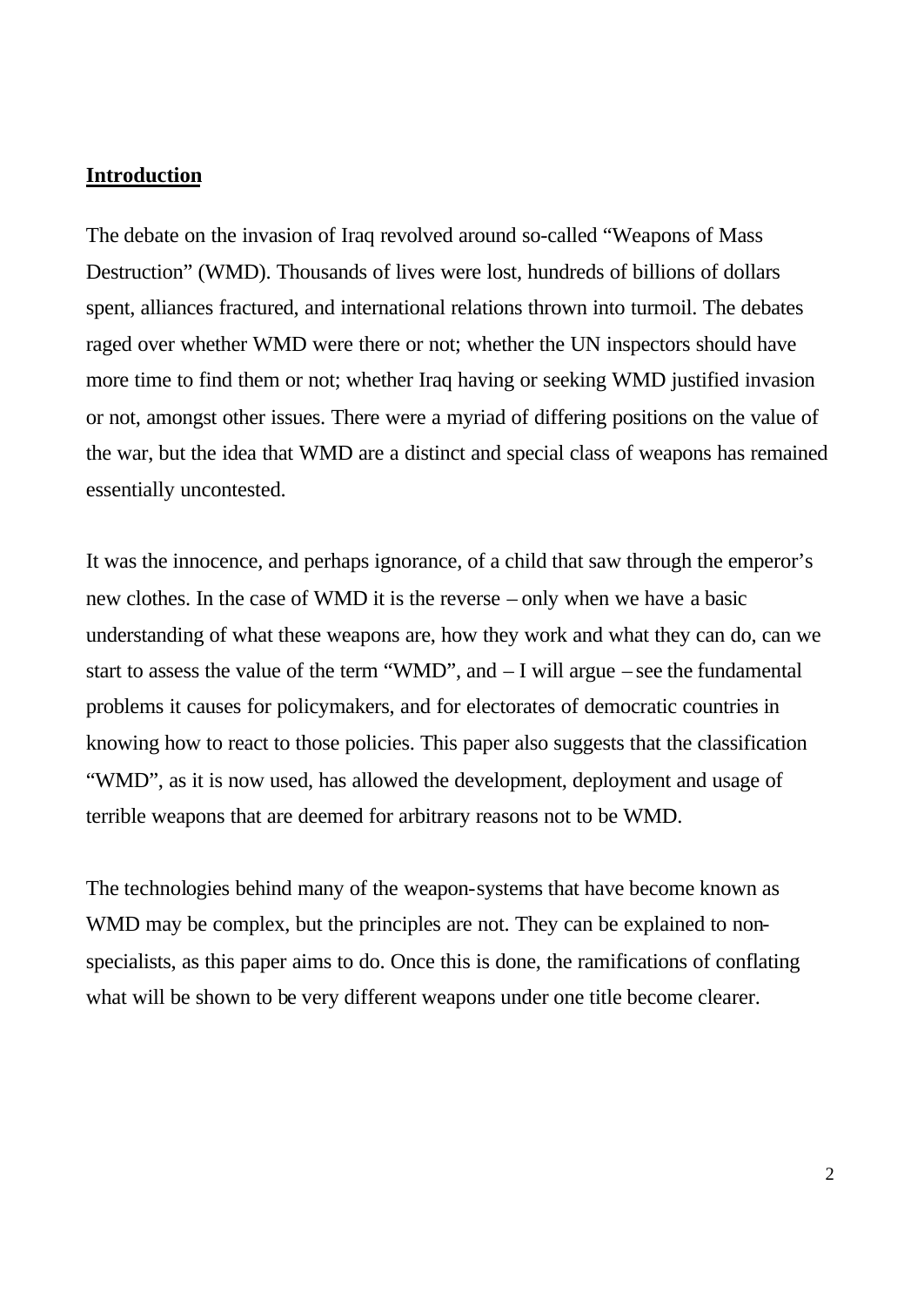## Introduction

The debate on the invasion of Iraq revolved around so-called "Weapons of Mass Destruction" (WMD). Thousands of lives were lost, hundreds of billions of dollars spent, alliances fractured, and international relations thrown into turmoil. The debates raged over whether WMD were there or not; whether the UN inspectors should have more time to find them or not; whether Iraq having or seeking WMD justified invasion or not, amongst other issues. There were a myriad of differing positions on the value of the war, but the idea that WMD are a distinct and special class of weapons has remained essentially uncontested.

It was the innocence, and perhaps ignorance, of a child that saw through the emperor's new clothes. In the case of WMD it is the reverse – only when we have a basic understanding of what these weapons are, how they work and what they can do, can we start to assess the value of the term "WMD", and – I will argue – see the fundamental problems it causes for policymakers, and for electorates of democratic countries in knowing how to react to those policies. This paper also suggests that the classification "WMD", as it is now used, has allowed the development, deployment and usage of terrible weapons that are deemed for arbitrary reasons not to be WMD.

The technologies behind many of the weapon-systems that have become known as WMD may be complex, but the principles are not. They can be explained to non-specialists, as this paper aims to do. Once this is done, the ramifications of conflating what will be shown to be very different weapons under one title become clearer.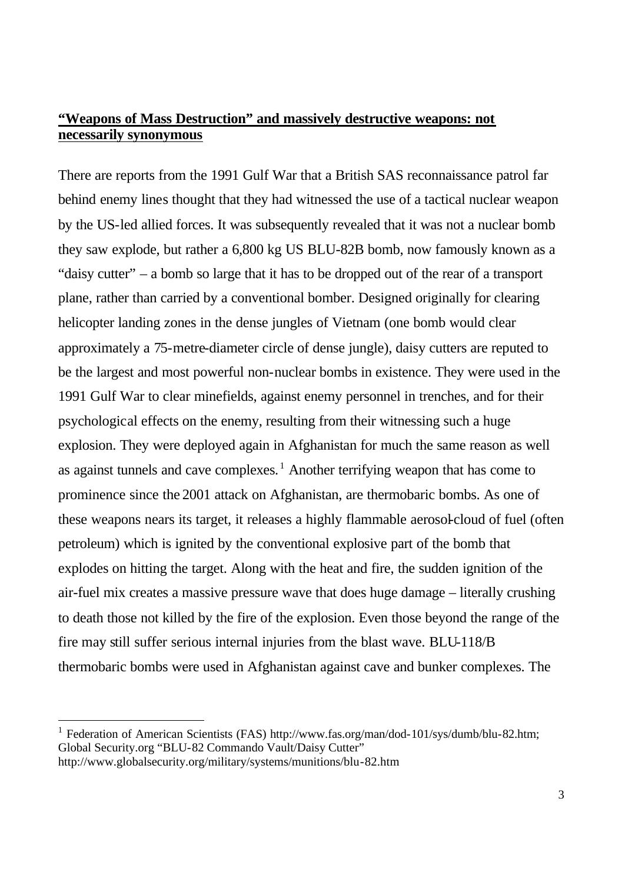**"Weapons of Mass Destruction" and massively destructive weapons: not necessarily synonymous**

There are reports from the 1991 Gulf War that a British SAS reconnaissance patrol far behind enemy lines thought that they had witnessed the use of a tactical nuclear weapon by the US-led allied forces. It was subsequently revealed that it was not a nuclear bomb they saw explode, but rather a 6,800 kg US BLU-82B bomb, now famously known as a "daisy cutter" – a bomb so large that it has to be dropped out of the rear of a transport plane, rather than carried by a conventional bomber. Designed originally for clearing helicopter landing zones in the dense jungles of Vietnam (one bomb would clear approximately a 75-metre-diameter circle of dense jungle), daisy cutters are reputed to be the largest and most powerful non-nuclear bombs in existence. They were used in the 1991 Gulf War to clear minefields, against enemy personnel in trenches, and for their psychological effects on the enemy, resulting from their witnessing such a huge explosion. They were deployed again in Afghanistan for much the same reason as well as against tunnels and cave complexes.[1] Another terrifying weapon that has come to prominence since the 2001 attack on Afghanistan, are thermobaric bombs. As one of these weapons nears its target, it releases a highly flammable aerosol-cloud of fuel (often petroleum) which is ignited by the conventional explosive part of the bomb that explodes on hitting the target. Along with the heat and fire, the sudden ignition of the air-fuel mix creates a massive pressure wave that does huge damage – literally crushing to death those not killed by the fire of the explosion. Even those beyond the range of the fire may still suffer serious internal injuries from the blast wave. BLU-118/B thermobaric bombs were used in Afghanistan against cave and bunker complexes. The

[1] Federation of American Scientists (FAS) http://www.fas.org/man/dod-101/sys/dumb/blu-82.htm; Global Security.org "BLU-82 Commando Vault/Daisy Cutter" http://www.globalsecurity.org/military/systems/munitions/blu-82.htm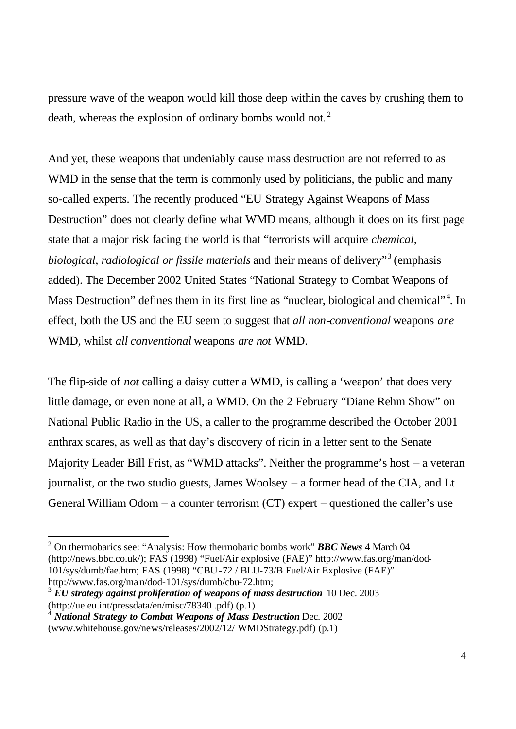pressure wave of the weapon would kill those deep within the caves by crushing them to death, whereas the explosion of ordinary bombs would not.[2]

And yet, these weapons that undeniably cause mass destruction are not referred to as WMD in the sense that the term is commonly used by politicians, the public and many so-called experts. The recently produced "EU Strategy Against Weapons of Mass Destruction" does not clearly define what WMD means, although it does on its first page state that a major risk facing the world is that "terrorists will acquire *chemical, biological, radiological or fissile materials* and their means of delivery"[3] (emphasis added). The December 2002 United States "National Strategy to Combat Weapons of Mass Destruction" defines them in its first line as "nuclear, biological and chemical"[4]. In effect, both the US and the EU seem to suggest that *all non-conventional* weapons *are* WMD, whilst *all conventional* weapons *are not* WMD.

The flip-side of *not* calling a daisy cutter a WMD, is calling a 'weapon' that does very little damage, or even none at all, a WMD. On the 2 February "Diane Rehm Show" on National Public Radio in the US, a caller to the programme described the October 2001 anthrax scares, as well as that day's discovery of ricin in a letter sent to the Senate Majority Leader Bill Frist, as "WMD attacks". Neither the programme's host – a veteran journalist, or the two studio guests, James Woolsey – a former head of the CIA, and Lt General William Odom – a counter terrorism (CT) expert – questioned the caller's use

---

[2] On thermobarics see: "Analysis: How thermobaric bombs work" ***BBC News*** 4 March 04 (http://news.bbc.co.uk/); FAS (1998) "Fuel/Air explosive (FAE)" http://www.fas.org/man/dod-101/sys/dumb/fae.htm; FAS (1998) "CBU-72 / BLU-73/B Fuel/Air Explosive (FAE)" http://www.fas.org/man/dod-101/sys/dumb/cbu-72.htm;

[3] ***EU strategy against proliferation of weapons of mass destruction*** 10 Dec. 2003 (http://ue.eu.int/pressdata/en/misc/78340 .pdf) (p.1)

[4] ***National Strategy to Combat Weapons of Mass Destruction*** Dec. 2002 (www.whitehouse.gov/news/releases/2002/12/ WMDStrategy.pdf) (p.1)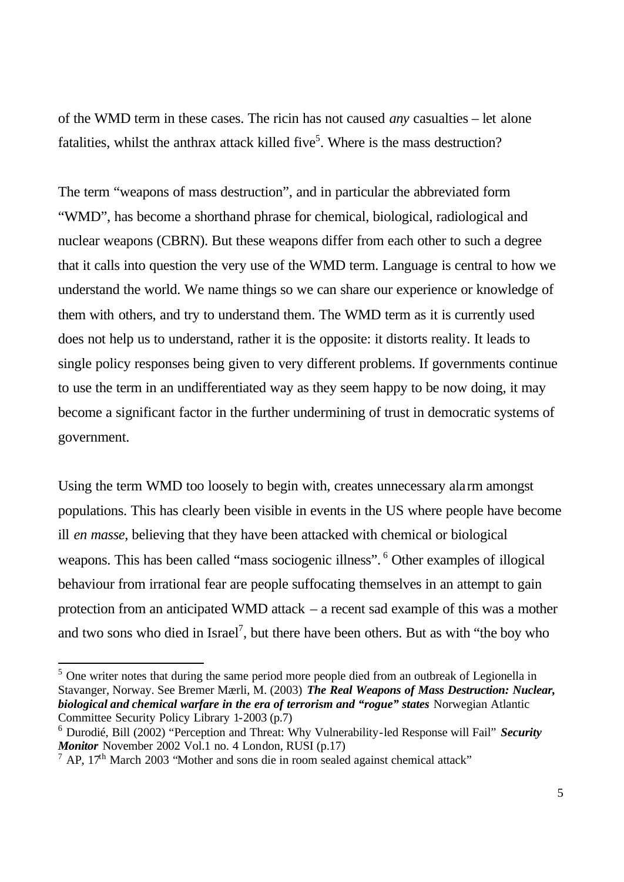of the WMD term in these cases. The ricin has not caused *any* casualties – let alone fatalities, whilst the anthrax attack killed five[5]. Where is the mass destruction?

The term "weapons of mass destruction", and in particular the abbreviated form "WMD", has become a shorthand phrase for chemical, biological, radiological and nuclear weapons (CBRN). But these weapons differ from each other to such a degree that it calls into question the very use of the WMD term. Language is central to how we understand the world. We name things so we can share our experience or knowledge of them with others, and try to understand them. The WMD term as it is currently used does not help us to understand, rather it is the opposite: it distorts reality. It leads to single policy responses being given to very different problems. If governments continue to use the term in an undifferentiated way as they seem happy to be now doing, it may become a significant factor in the further undermining of trust in democratic systems of government.

Using the term WMD too loosely to begin with, creates unnecessary alarm amongst populations. This has clearly been visible in events in the US where people have become ill *en masse*, believing that they have been attacked with chemical or biological weapons. This has been called "mass sociogenic illness".[6] Other examples of illogical behaviour from irrational fear are people suffocating themselves in an attempt to gain protection from an anticipated WMD attack – a recent sad example of this was a mother and two sons who died in Israel[7], but there have been others. But as with "the boy who

---

[5] One writer notes that during the same period more people died from an outbreak of Legionella in Stavanger, Norway. See Bremer Mærli, M. (2003) ***The Real Weapons of Mass Destruction: Nuclear, biological and chemical warfare in the era of terrorism and "rogue" states*** Norwegian Atlantic Committee Security Policy Library 1-2003 (p.7)

[6] Durodié, Bill (2002) "Perception and Threat: Why Vulnerability-led Response will Fail" ***Security Monitor*** November 2002 Vol.1 no. 4 London, RUSI (p.17)

[7] AP, 17th March 2003 "Mother and sons die in room sealed against chemical attack"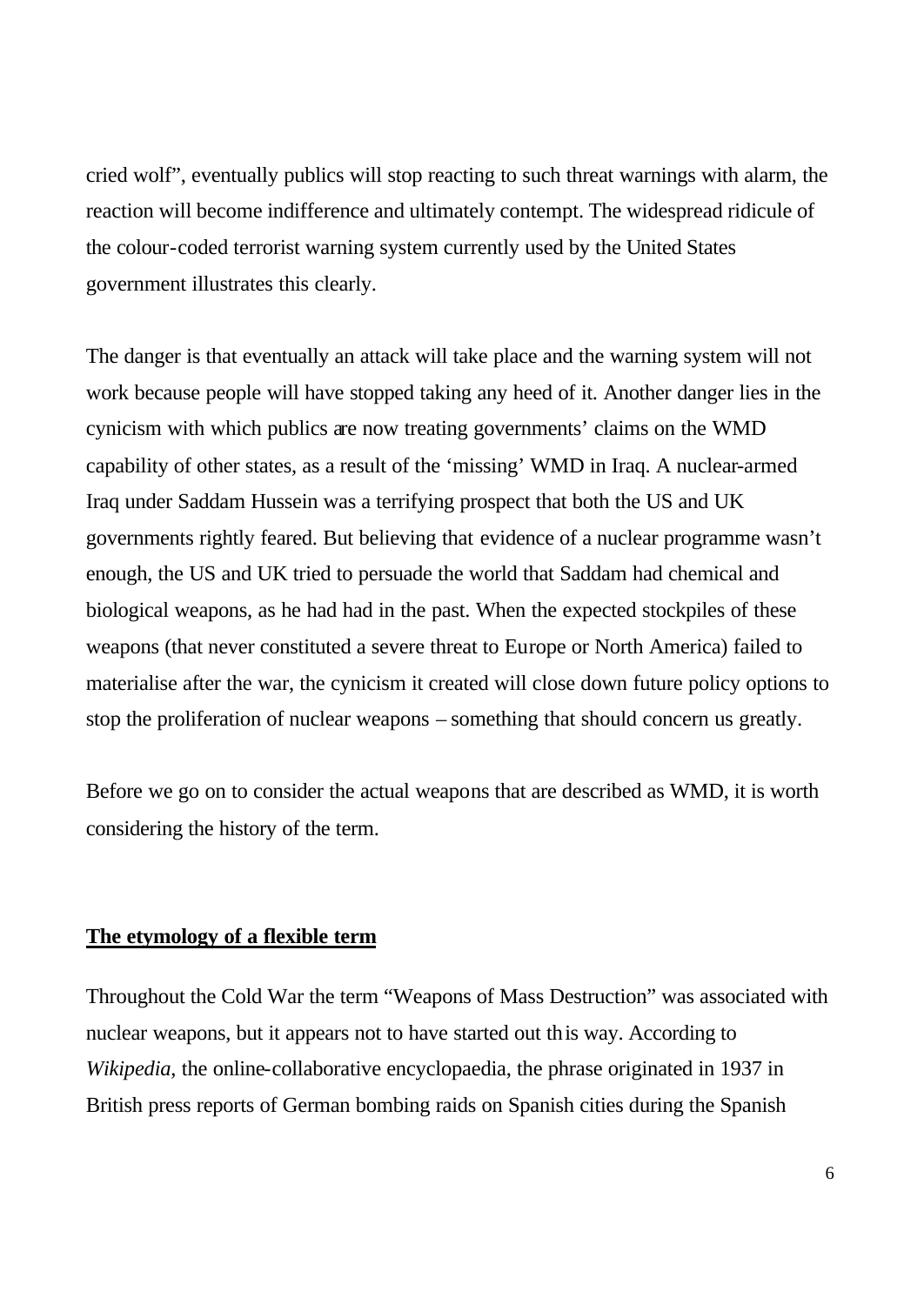cried wolf", eventually publics will stop reacting to such threat warnings with alarm, the reaction will become indifference and ultimately contempt. The widespread ridicule of the colour-coded terrorist warning system currently used by the United States government illustrates this clearly.

The danger is that eventually an attack will take place and the warning system will not work because people will have stopped taking any heed of it. Another danger lies in the cynicism with which publics are now treating governments' claims on the WMD capability of other states, as a result of the 'missing' WMD in Iraq. A nuclear-armed Iraq under Saddam Hussein was a terrifying prospect that both the US and UK governments rightly feared. But believing that evidence of a nuclear programme wasn't enough, the US and UK tried to persuade the world that Saddam had chemical and biological weapons, as he had had in the past. When the expected stockpiles of these weapons (that never constituted a severe threat to Europe or North America) failed to materialise after the war, the cynicism it created will close down future policy options to stop the proliferation of nuclear weapons – something that should concern us greatly.

Before we go on to consider the actual weapons that are described as WMD, it is worth considering the history of the term.

## <u>The etymology of a flexible term</u>

Throughout the Cold War the term "Weapons of Mass Destruction" was associated with nuclear weapons, but it appears not to have started out this way. According to *Wikipedia*, the online-collaborative encyclopaedia, the phrase originated in 1937 in British press reports of German bombing raids on Spanish cities during the Spanish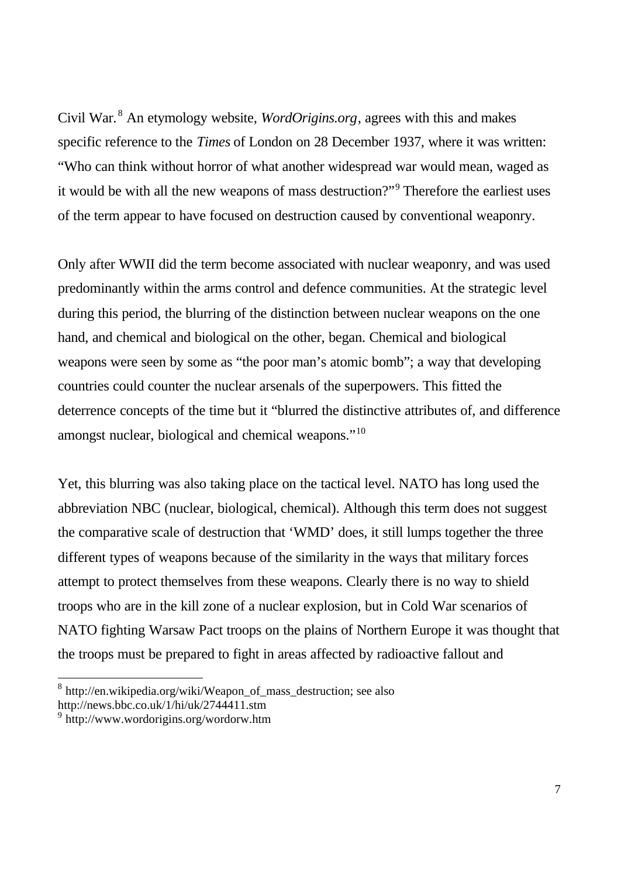Civil War.[8] An etymology website, *WordOrigins.org*, agrees with this and makes specific reference to the *Times* of London on 28 December 1937, where it was written: "Who can think without horror of what another widespread war would mean, waged as it would be with all the new weapons of mass destruction?"[9] Therefore the earliest uses of the term appear to have focused on destruction caused by conventional weaponry.

Only after WWII did the term become associated with nuclear weaponry, and was used predominantly within the arms control and defence communities. At the strategic level during this period, the blurring of the distinction between nuclear weapons on the one hand, and chemical and biological on the other, began. Chemical and biological weapons were seen by some as "the poor man's atomic bomb"; a way that developing countries could counter the nuclear arsenals of the superpowers. This fitted the deterrence concepts of the time but it "blurred the distinctive attributes of, and difference amongst nuclear, biological and chemical weapons."[10]

Yet, this blurring was also taking place on the tactical level. NATO has long used the abbreviation NBC (nuclear, biological, chemical). Although this term does not suggest the comparative scale of destruction that 'WMD' does, it still lumps together the three different types of weapons because of the similarity in the ways that military forces attempt to protect themselves from these weapons. Clearly there is no way to shield troops who are in the kill zone of a nuclear explosion, but in Cold War scenarios of NATO fighting Warsaw Pact troops on the plains of Northern Europe it was thought that the troops must be prepared to fight in areas affected by radioactive fallout and

---

[8] http://en.wikipedia.org/wiki/Weapon_of_mass_destruction; see also http://news.bbc.co.uk/1/hi/uk/2744411.stm

[9] http://www.wordorigins.org/wordorw.htm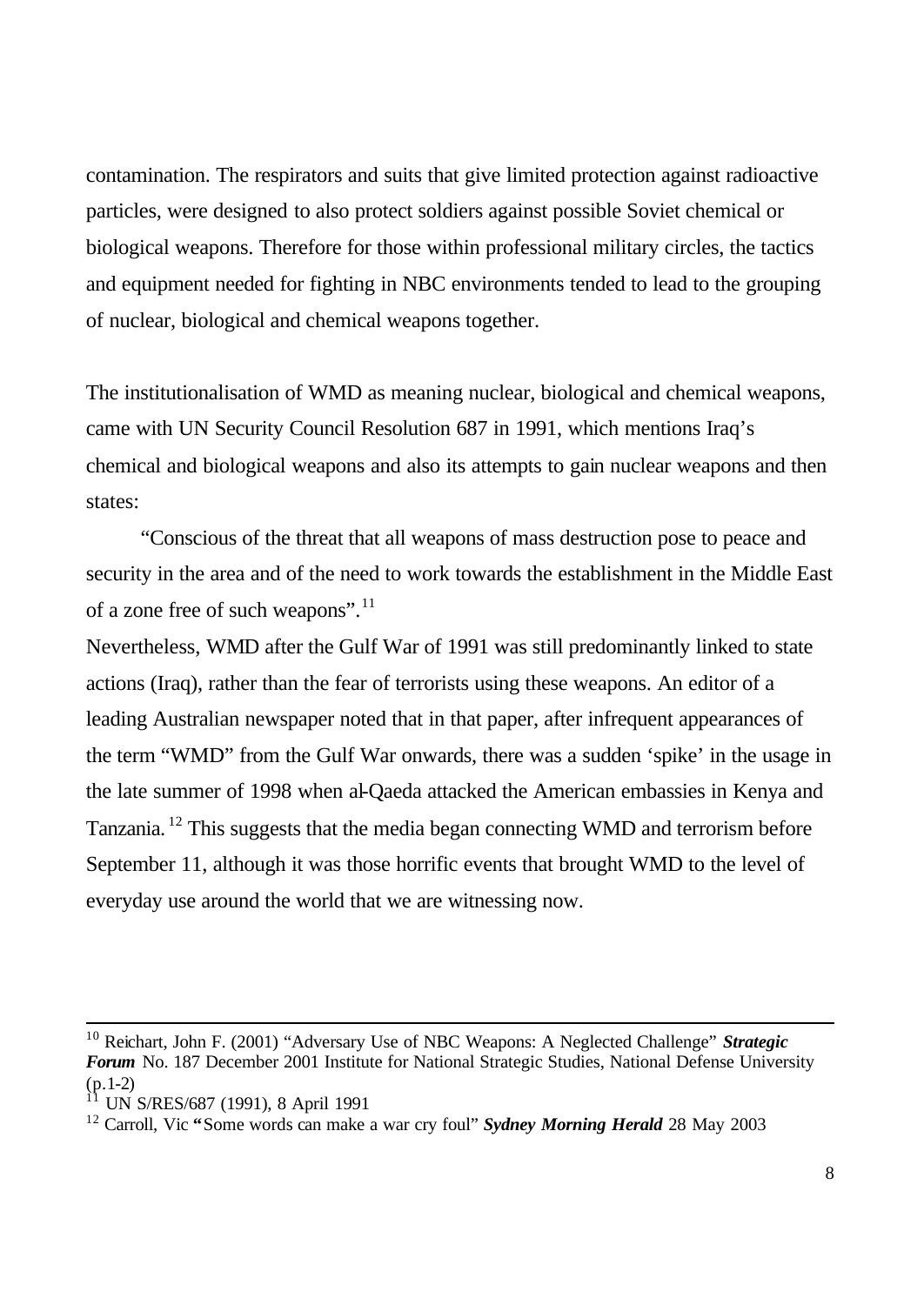contamination. The respirators and suits that give limited protection against radioactive particles, were designed to also protect soldiers against possible Soviet chemical or biological weapons. Therefore for those within professional military circles, the tactics and equipment needed for fighting in NBC environments tended to lead to the grouping of nuclear, biological and chemical weapons together.

The institutionalisation of WMD as meaning nuclear, biological and chemical weapons, came with UN Security Council Resolution 687 in 1991, which mentions Iraq's chemical and biological weapons and also its attempts to gain nuclear weapons and then states:

> "Conscious of the threat that all weapons of mass destruction pose to peace and security in the area and of the need to work towards the establishment in the Middle East of a zone free of such weapons".[11]

Nevertheless, WMD after the Gulf War of 1991 was still predominantly linked to state actions (Iraq), rather than the fear of terrorists using these weapons. An editor of a leading Australian newspaper noted that in that paper, after infrequent appearances of the term "WMD" from the Gulf War onwards, there was a sudden 'spike' in the usage in the late summer of 1998 when al-Qaeda attacked the American embassies in Kenya and Tanzania.[12] This suggests that the media began connecting WMD and terrorism before September 11, although it was those horrific events that brought WMD to the level of everyday use around the world that we are witnessing now.

---

[10] Reichart, John F. (2001) "Adversary Use of NBC Weapons: A Neglected Challenge" ***Strategic Forum*** No. 187 December 2001 Institute for National Strategic Studies, National Defense University (p.1-2)

[11] UN S/RES/687 (1991), 8 April 1991

[12] Carroll, Vic "Some words can make a war cry foul" ***Sydney Morning Herald*** 28 May 2003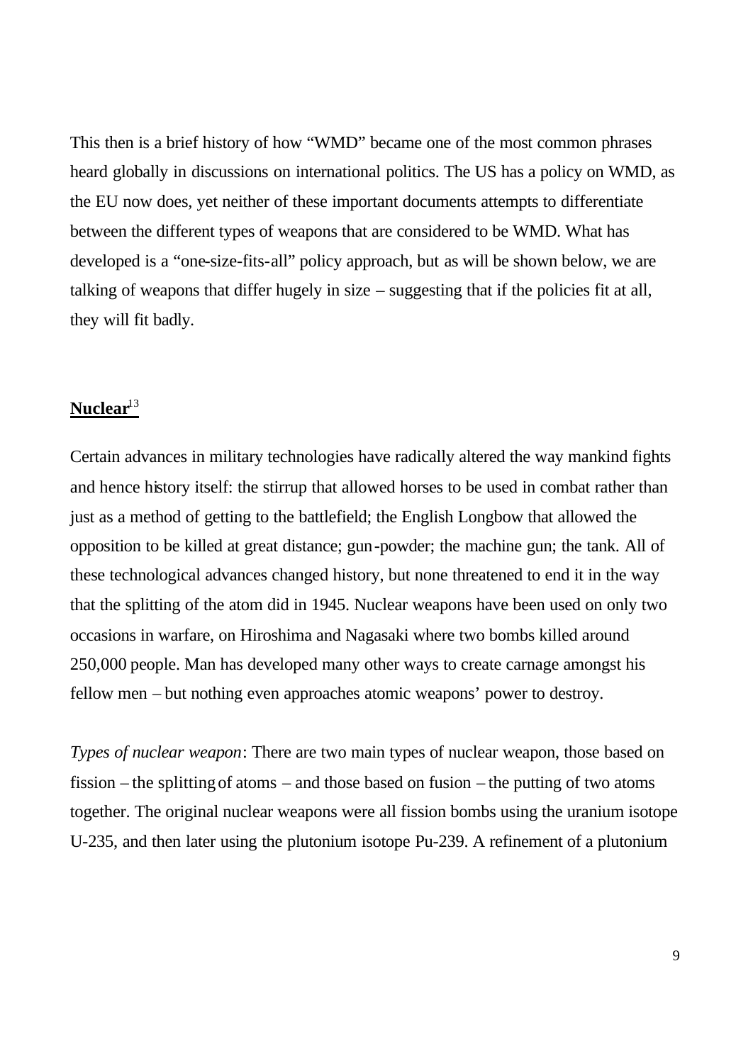This then is a brief history of how "WMD" became one of the most common phrases heard globally in discussions on international politics. The US has a policy on WMD, as the EU now does, yet neither of these important documents attempts to differentiate between the different types of weapons that are considered to be WMD. What has developed is a "one-size-fits-all" policy approach, but as will be shown below, we are talking of weapons that differ hugely in size – suggesting that if the policies fit at all, they will fit badly.

## **Nuclear**[13]

Certain advances in military technologies have radically altered the way mankind fights and hence history itself: the stirrup that allowed horses to be used in combat rather than just as a method of getting to the battlefield; the English Longbow that allowed the opposition to be killed at great distance; gun-powder; the machine gun; the tank. All of these technological advances changed history, but none threatened to end it in the way that the splitting of the atom did in 1945. Nuclear weapons have been used on only two occasions in warfare, on Hiroshima and Nagasaki where two bombs killed around 250,000 people. Man has developed many other ways to create carnage amongst his fellow men – but nothing even approaches atomic weapons' power to destroy.

*Types of nuclear weapon*: There are two main types of nuclear weapon, those based on fission – the splitting of atoms – and those based on fusion – the putting of two atoms together. The original nuclear weapons were all fission bombs using the uranium isotope U-235, and then later using the plutonium isotope Pu-239. A refinement of a plutonium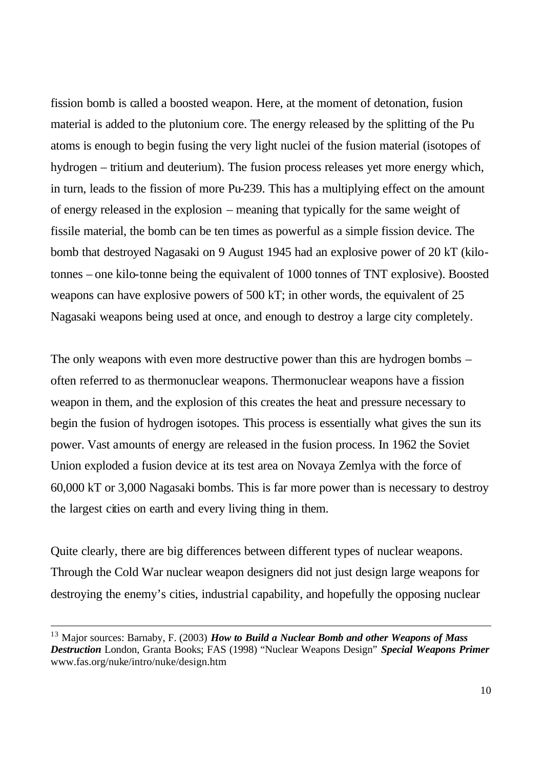fission bomb is called a boosted weapon. Here, at the moment of detonation, fusion material is added to the plutonium core. The energy released by the splitting of the Pu atoms is enough to begin fusing the very light nuclei of the fusion material (isotopes of hydrogen – tritium and deuterium). The fusion process releases yet more energy which, in turn, leads to the fission of more Pu-239. This has a multiplying effect on the amount of energy released in the explosion – meaning that typically for the same weight of fissile material, the bomb can be ten times as powerful as a simple fission device. The bomb that destroyed Nagasaki on 9 August 1945 had an explosive power of 20 kT (kilo-tonnes – one kilo-tonne being the equivalent of 1000 tonnes of TNT explosive). Boosted weapons can have explosive powers of 500 kT; in other words, the equivalent of 25 Nagasaki weapons being used at once, and enough to destroy a large city completely.

The only weapons with even more destructive power than this are hydrogen bombs – often referred to as thermonuclear weapons. Thermonuclear weapons have a fission weapon in them, and the explosion of this creates the heat and pressure necessary to begin the fusion of hydrogen isotopes. This process is essentially what gives the sun its power. Vast amounts of energy are released in the fusion process. In 1962 the Soviet Union exploded a fusion device at its test area on Novaya Zemlya with the force of 60,000 kT or 3,000 Nagasaki bombs. This is far more power than is necessary to destroy the largest cities on earth and every living thing in them.

Quite clearly, there are big differences between different types of nuclear weapons. Through the Cold War nuclear weapon designers did not just design large weapons for destroying the enemy's cities, industrial capability, and hopefully the opposing nuclear

---

[13] Major sources: Barnaby, F. (2003) ***How to Build a Nuclear Bomb and other Weapons of Mass Destruction*** London, Granta Books; FAS (1998) "Nuclear Weapons Design" ***Special Weapons Primer*** www.fas.org/nuke/intro/nuke/design.htm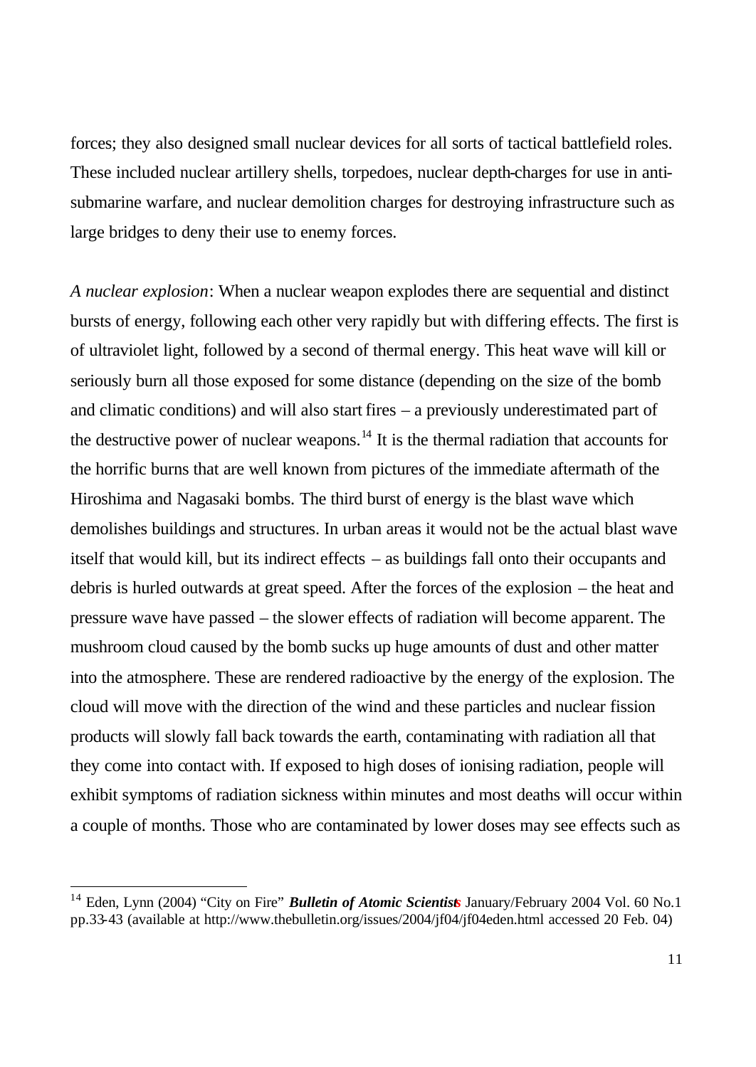forces; they also designed small nuclear devices for all sorts of tactical battlefield roles. These included nuclear artillery shells, torpedoes, nuclear depth-charges for use in anti-submarine warfare, and nuclear demolition charges for destroying infrastructure such as large bridges to deny their use to enemy forces.

*A nuclear explosion*: When a nuclear weapon explodes there are sequential and distinct bursts of energy, following each other very rapidly but with differing effects. The first is of ultraviolet light, followed by a second of thermal energy. This heat wave will kill or seriously burn all those exposed for some distance (depending on the size of the bomb and climatic conditions) and will also start fires – a previously underestimated part of the destructive power of nuclear weapons.[14] It is the thermal radiation that accounts for the horrific burns that are well known from pictures of the immediate aftermath of the Hiroshima and Nagasaki bombs. The third burst of energy is the blast wave which demolishes buildings and structures. In urban areas it would not be the actual blast wave itself that would kill, but its indirect effects – as buildings fall onto their occupants and debris is hurled outwards at great speed. After the forces of the explosion – the heat and pressure wave have passed – the slower effects of radiation will become apparent. The mushroom cloud caused by the bomb sucks up huge amounts of dust and other matter into the atmosphere. These are rendered radioactive by the energy of the explosion. The cloud will move with the direction of the wind and these particles and nuclear fission products will slowly fall back towards the earth, contaminating with radiation all that they come into contact with. If exposed to high doses of ionising radiation, people will exhibit symptoms of radiation sickness within minutes and most deaths will occur within a couple of months. Those who are contaminated by lower doses may see effects such as

---

[14] Eden, Lynn (2004) "City on Fire" ***Bulletin of Atomic Scientists*** January/February 2004 Vol. 60 No.1 pp.33-43 (available at http://www.thebulletin.org/issues/2004/jf04/jf04eden.html accessed 20 Feb. 04)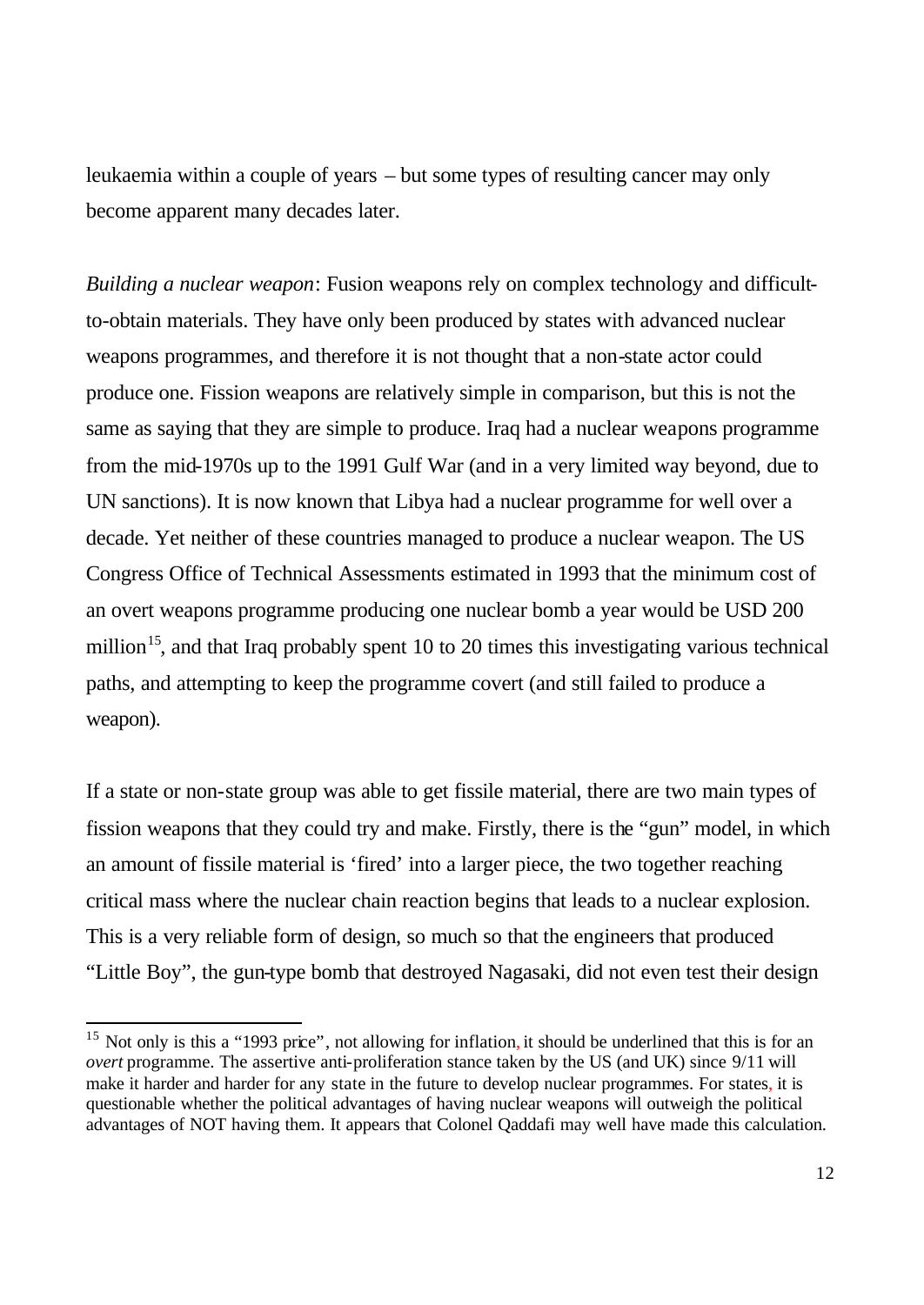leukaemia within a couple of years – but some types of resulting cancer may only become apparent many decades later.

*Building a nuclear weapon*: Fusion weapons rely on complex technology and difficult-to-obtain materials. They have only been produced by states with advanced nuclear weapons programmes, and therefore it is not thought that a non-state actor could produce one. Fission weapons are relatively simple in comparison, but this is not the same as saying that they are simple to produce. Iraq had a nuclear weapons programme from the mid-1970s up to the 1991 Gulf War (and in a very limited way beyond, due to UN sanctions). It is now known that Libya had a nuclear programme for well over a decade. Yet neither of these countries managed to produce a nuclear weapon. The US Congress Office of Technical Assessments estimated in 1993 that the minimum cost of an overt weapons programme producing one nuclear bomb a year would be USD 200 million[15], and that Iraq probably spent 10 to 20 times this investigating various technical paths, and attempting to keep the programme covert (and still failed to produce a weapon).

If a state or non-state group was able to get fissile material, there are two main types of fission weapons that they could try and make. Firstly, there is the "gun" model, in which an amount of fissile material is 'fired' into a larger piece, the two together reaching critical mass where the nuclear chain reaction begins that leads to a nuclear explosion. This is a very reliable form of design, so much so that the engineers that produced "Little Boy", the gun-type bomb that destroyed Nagasaki, did not even test their design

[15] Not only is this a "1993 price", not allowing for inflation, it should be underlined that this is for an *overt* programme. The assertive anti-proliferation stance taken by the US (and UK) since 9/11 will make it harder and harder for any state in the future to develop nuclear programmes. For states, it is questionable whether the political advantages of having nuclear weapons will outweigh the political advantages of NOT having them. It appears that Colonel Qaddafi may well have made this calculation.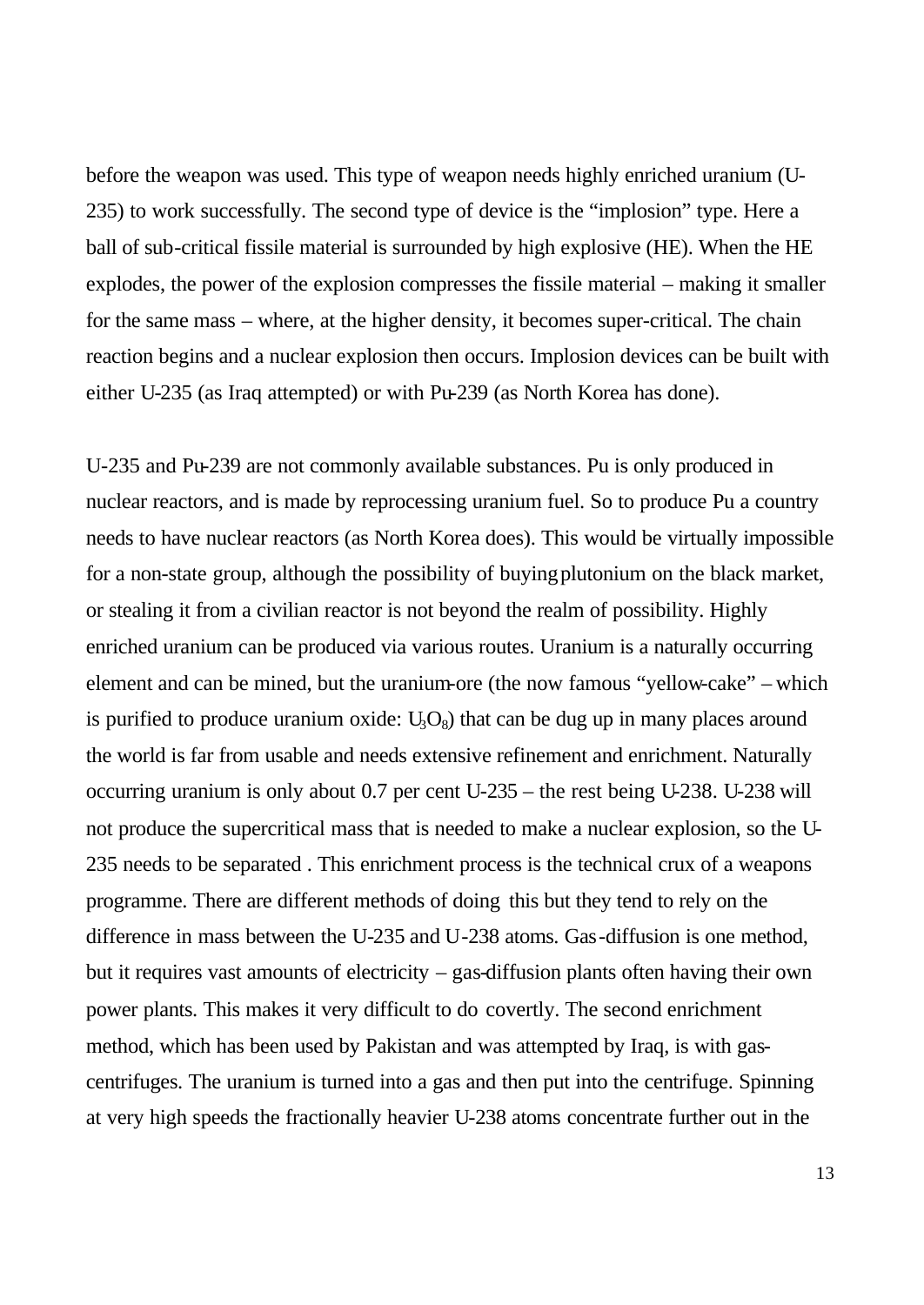before the weapon was used. This type of weapon needs highly enriched uranium (U-235) to work successfully. The second type of device is the "implosion" type. Here a ball of sub-critical fissile material is surrounded by high explosive (HE). When the HE explodes, the power of the explosion compresses the fissile material – making it smaller for the same mass – where, at the higher density, it becomes super-critical. The chain reaction begins and a nuclear explosion then occurs. Implosion devices can be built with either U-235 (as Iraq attempted) or with Pu-239 (as North Korea has done).

U-235 and Pu-239 are not commonly available substances. Pu is only produced in nuclear reactors, and is made by reprocessing uranium fuel. So to produce Pu a country needs to have nuclear reactors (as North Korea does). This would be virtually impossible for a non-state group, although the possibility of buying plutonium on the black market, or stealing it from a civilian reactor is not beyond the realm of possibility. Highly enriched uranium can be produced via various routes. Uranium is a naturally occurring element and can be mined, but the uranium-ore (the now famous "yellow-cake" – which is purified to produce uranium oxide: $U_3O_8$) that can be dug up in many places around the world is far from usable and needs extensive refinement and enrichment. Naturally occurring uranium is only about 0.7 per cent U-235 – the rest being U-238. U-238 will not produce the supercritical mass that is needed to make a nuclear explosion, so the U-235 needs to be separated . This enrichment process is the technical crux of a weapons programme. There are different methods of doing this but they tend to rely on the difference in mass between the U-235 and U-238 atoms. Gas-diffusion is one method, but it requires vast amounts of electricity – gas-diffusion plants often having their own power plants. This makes it very difficult to do covertly. The second enrichment method, which has been used by Pakistan and was attempted by Iraq, is with gas-centrifuges. The uranium is turned into a gas and then put into the centrifuge. Spinning at very high speeds the fractionally heavier U-238 atoms concentrate further out in the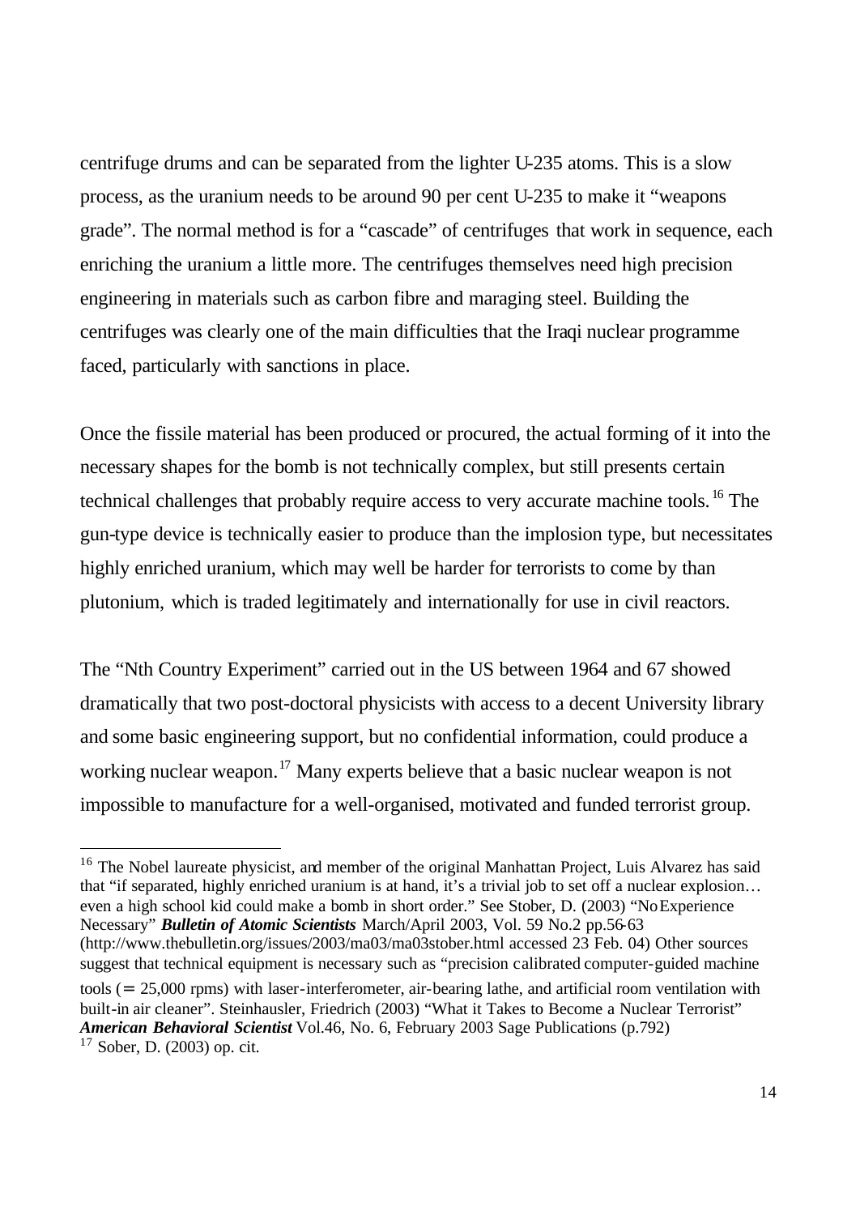centrifuge drums and can be separated from the lighter U-235 atoms. This is a slow process, as the uranium needs to be around 90 per cent U-235 to make it "weapons grade". The normal method is for a "cascade" of centrifuges that work in sequence, each enriching the uranium a little more. The centrifuges themselves need high precision engineering in materials such as carbon fibre and maraging steel. Building the centrifuges was clearly one of the main difficulties that the Iraqi nuclear programme faced, particularly with sanctions in place.

Once the fissile material has been produced or procured, the actual forming of it into the necessary shapes for the bomb is not technically complex, but still presents certain technical challenges that probably require access to very accurate machine tools.[16] The gun-type device is technically easier to produce than the implosion type, but necessitates highly enriched uranium, which may well be harder for terrorists to come by than plutonium, which is traded legitimately and internationally for use in civil reactors.

The "Nth Country Experiment" carried out in the US between 1964 and 67 showed dramatically that two post-doctoral physicists with access to a decent University library and some basic engineering support, but no confidential information, could produce a working nuclear weapon.[17] Many experts believe that a basic nuclear weapon is not impossible to manufacture for a well-organised, motivated and funded terrorist group.

---

[16] The Nobel laureate physicist, and member of the original Manhattan Project, Luis Alvarez has said that "if separated, highly enriched uranium is at hand, it's a trivial job to set off a nuclear explosion… even a high school kid could make a bomb in short order." See Stober, D. (2003) "No Experience Necessary" ***Bulletin of Atomic Scientists*** March/April 2003, Vol. 59 No.2 pp.56-63 (http://www.thebulletin.org/issues/2003/ma03/ma03stober.html accessed 23 Feb. 04) Other sources suggest that technical equipment is necessary such as "precision calibrated computer-guided machine tools (= 25,000 rpms) with laser-interferometer, air-bearing lathe, and artificial room ventilation with built-in air cleaner". Steinhausler, Friedrich (2003) "What it Takes to Become a Nuclear Terrorist" ***American Behavioral Scientist*** Vol.46, No. 6, February 2003 Sage Publications (p.792)

[17] Sober, D. (2003) op. cit.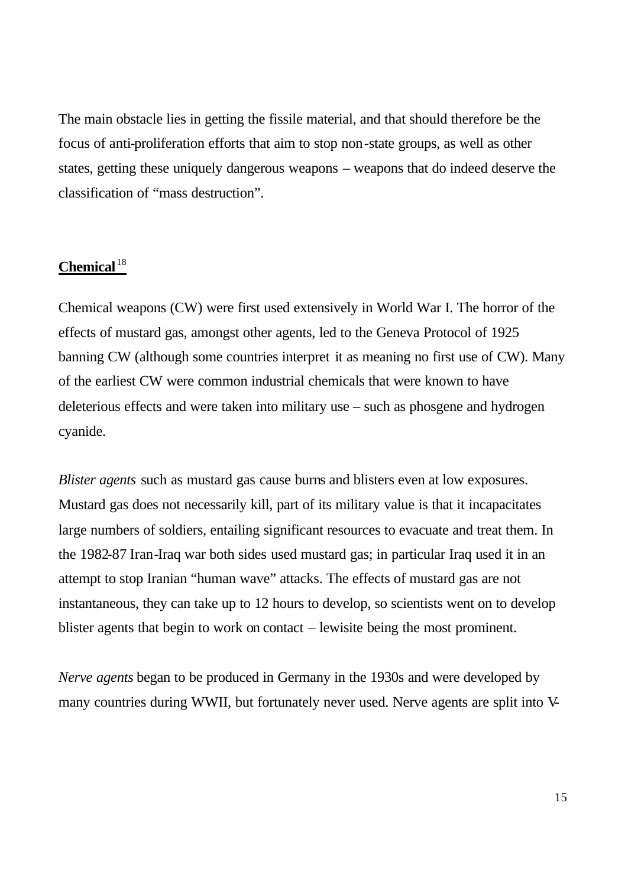The main obstacle lies in getting the fissile material, and that should therefore be the focus of anti-proliferation efforts that aim to stop non-state groups, as well as other states, getting these uniquely dangerous weapons – weapons that do indeed deserve the classification of "mass destruction".

## **Chemical**[18]

Chemical weapons (CW) were first used extensively in World War I. The horror of the effects of mustard gas, amongst other agents, led to the Geneva Protocol of 1925 banning CW (although some countries interpret it as meaning no first use of CW). Many of the earliest CW were common industrial chemicals that were known to have deleterious effects and were taken into military use – such as phosgene and hydrogen cyanide.

*Blister agents* such as mustard gas cause burns and blisters even at low exposures. Mustard gas does not necessarily kill, part of its military value is that it incapacitates large numbers of soldiers, entailing significant resources to evacuate and treat them. In the 1982-87 Iran-Iraq war both sides used mustard gas; in particular Iraq used it in an attempt to stop Iranian "human wave" attacks. The effects of mustard gas are not instantaneous, they can take up to 12 hours to develop, so scientists went on to develop blister agents that begin to work on contact – lewisite being the most prominent.

*Nerve agents* began to be produced in Germany in the 1930s and were developed by many countries during WWII, but fortunately never used. Nerve agents are split into V-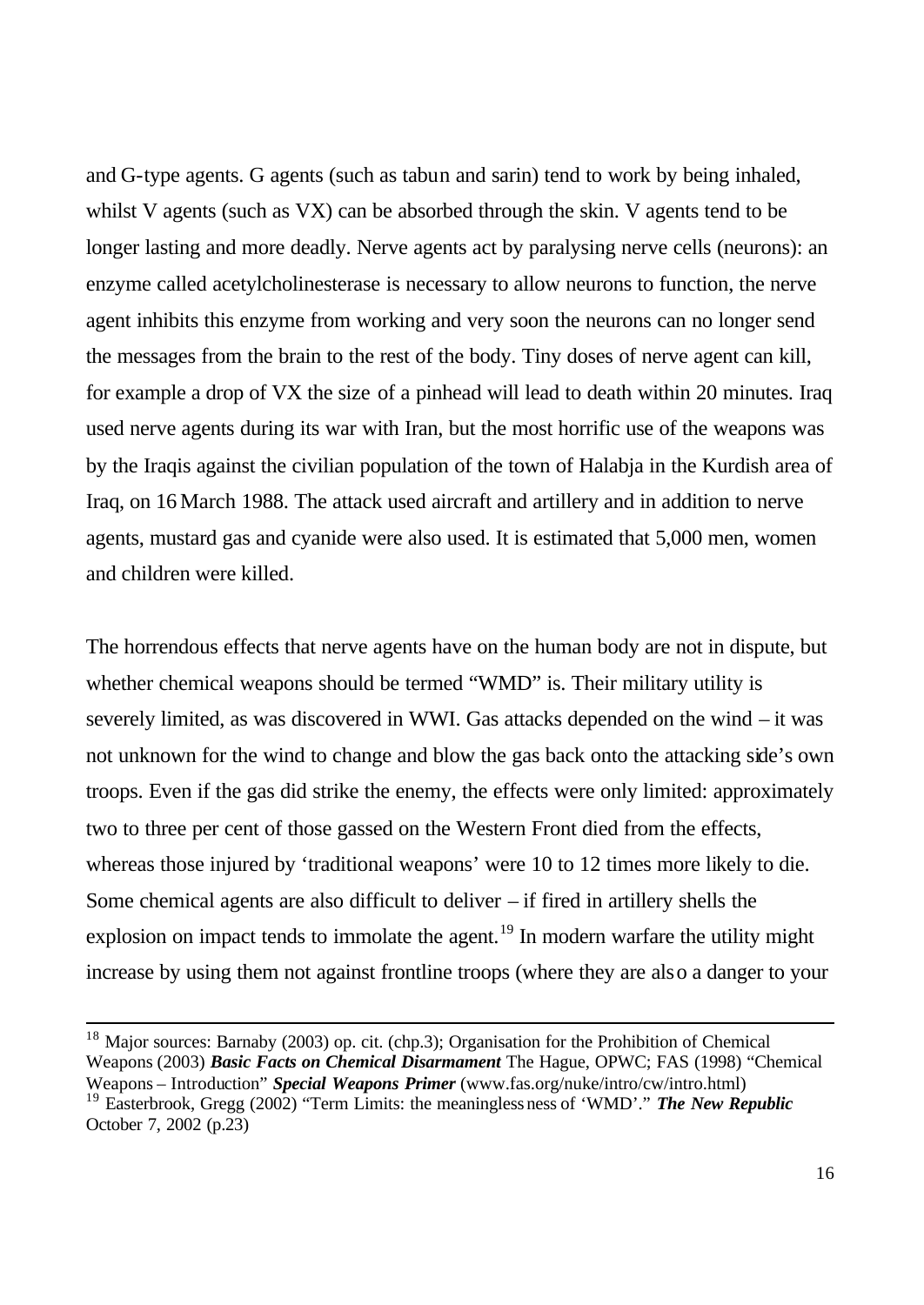and G-type agents. G agents (such as tabun and sarin) tend to work by being inhaled, whilst V agents (such as VX) can be absorbed through the skin. V agents tend to be longer lasting and more deadly. Nerve agents act by paralysing nerve cells (neurons): an enzyme called acetylcholinesterase is necessary to allow neurons to function, the nerve agent inhibits this enzyme from working and very soon the neurons can no longer send the messages from the brain to the rest of the body. Tiny doses of nerve agent can kill, for example a drop of VX the size of a pinhead will lead to death within 20 minutes. Iraq used nerve agents during its war with Iran, but the most horrific use of the weapons was by the Iraqis against the civilian population of the town of Halabja in the Kurdish area of Iraq, on 16 March 1988. The attack used aircraft and artillery and in addition to nerve agents, mustard gas and cyanide were also used. It is estimated that 5,000 men, women and children were killed.

The horrendous effects that nerve agents have on the human body are not in dispute, but whether chemical weapons should be termed "WMD" is. Their military utility is severely limited, as was discovered in WWI. Gas attacks depended on the wind – it was not unknown for the wind to change and blow the gas back onto the attacking side's own troops. Even if the gas did strike the enemy, the effects were only limited: approximately two to three per cent of those gassed on the Western Front died from the effects, whereas those injured by 'traditional weapons' were 10 to 12 times more likely to die. Some chemical agents are also difficult to deliver – if fired in artillery shells the explosion on impact tends to immolate the agent.[19] In modern warfare the utility might increase by using them not against frontline troops (where they are also a danger to your

---

[18] Major sources: Barnaby (2003) op. cit. (chp.3); Organisation for the Prohibition of Chemical Weapons (2003) ***Basic Facts on Chemical Disarmament*** The Hague, OPWC; FAS (1998) "Chemical Weapons – Introduction" ***Special Weapons Primer*** (www.fas.org/nuke/intro/cw/intro.html)

[19] Easterbrook, Gregg (2002) "Term Limits: the meaninglessness of 'WMD'." ***The New Republic*** October 7, 2002 (p.23)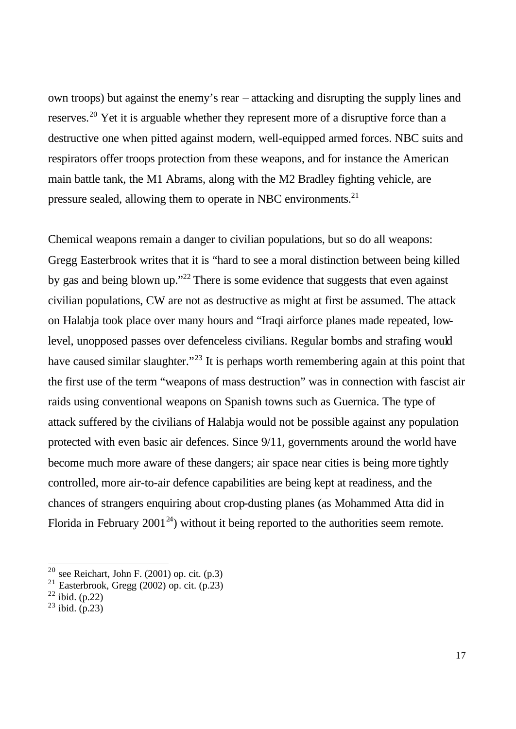own troops) but against the enemy's rear – attacking and disrupting the supply lines and reserves.[20] Yet it is arguable whether they represent more of a disruptive force than a destructive one when pitted against modern, well-equipped armed forces. NBC suits and respirators offer troops protection from these weapons, and for instance the American main battle tank, the M1 Abrams, along with the M2 Bradley fighting vehicle, are pressure sealed, allowing them to operate in NBC environments.[21]

Chemical weapons remain a danger to civilian populations, but so do all weapons: Gregg Easterbrook writes that it is "hard to see a moral distinction between being killed by gas and being blown up."[22] There is some evidence that suggests that even against civilian populations, CW are not as destructive as might at first be assumed. The attack on Halabja took place over many hours and "Iraqi airforce planes made repeated, low-level, unopposed passes over defenceless civilians. Regular bombs and strafing would have caused similar slaughter."[23] It is perhaps worth remembering again at this point that the first use of the term "weapons of mass destruction" was in connection with fascist air raids using conventional weapons on Spanish towns such as Guernica. The type of attack suffered by the civilians of Halabja would not be possible against any population protected with even basic air defences. Since 9/11, governments around the world have become much more aware of these dangers; air space near cities is being more tightly controlled, more air-to-air defence capabilities are being kept at readiness, and the chances of strangers enquiring about crop-dusting planes (as Mohammed Atta did in Florida in February 2001[24]) without it being reported to the authorities seem remote.

---

[20] see Reichart, John F. (2001) op. cit. (p.3)
[21] Easterbrook, Gregg (2002) op. cit. (p.23)
[22] ibid. (p.22)
[23] ibid. (p.23)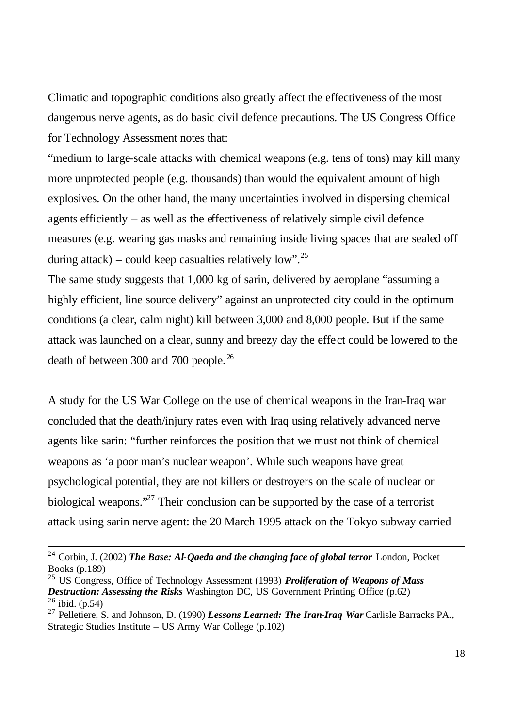Climatic and topographic conditions also greatly affect the effectiveness of the most dangerous nerve agents, as do basic civil defence precautions. The US Congress Office for Technology Assessment notes that:

"medium to large-scale attacks with chemical weapons (e.g. tens of tons) may kill many more unprotected people (e.g. thousands) than would the equivalent amount of high explosives. On the other hand, the many uncertainties involved in dispersing chemical agents efficiently – as well as the effectiveness of relatively simple civil defence measures (e.g. wearing gas masks and remaining inside living spaces that are sealed off during attack) – could keep casualties relatively low".[25]

The same study suggests that 1,000 kg of sarin, delivered by aeroplane "assuming a highly efficient, line source delivery" against an unprotected city could in the optimum conditions (a clear, calm night) kill between 3,000 and 8,000 people. But if the same attack was launched on a clear, sunny and breezy day the effect could be lowered to the death of between 300 and 700 people.[26]

A study for the US War College on the use of chemical weapons in the Iran-Iraq war concluded that the death/injury rates even with Iraq using relatively advanced nerve agents like sarin: "further reinforces the position that we must not think of chemical weapons as 'a poor man's nuclear weapon'. While such weapons have great psychological potential, they are not killers or destroyers on the scale of nuclear or biological weapons."[27] Their conclusion can be supported by the case of a terrorist attack using sarin nerve agent: the 20 March 1995 attack on the Tokyo subway carried

---

[24] Corbin, J. (2002) ***The Base: Al-Qaeda and the changing face of global terror*** London, Pocket Books (p.189)

[25] US Congress, Office of Technology Assessment (1993) ***Proliferation of Weapons of Mass Destruction: Assessing the Risks*** Washington DC, US Government Printing Office (p.62)

[26] ibid. (p.54)

[27] Pelletiere, S. and Johnson, D. (1990) ***Lessons Learned: The Iran-Iraq War*** Carlisle Barracks PA., Strategic Studies Institute – US Army War College (p.102)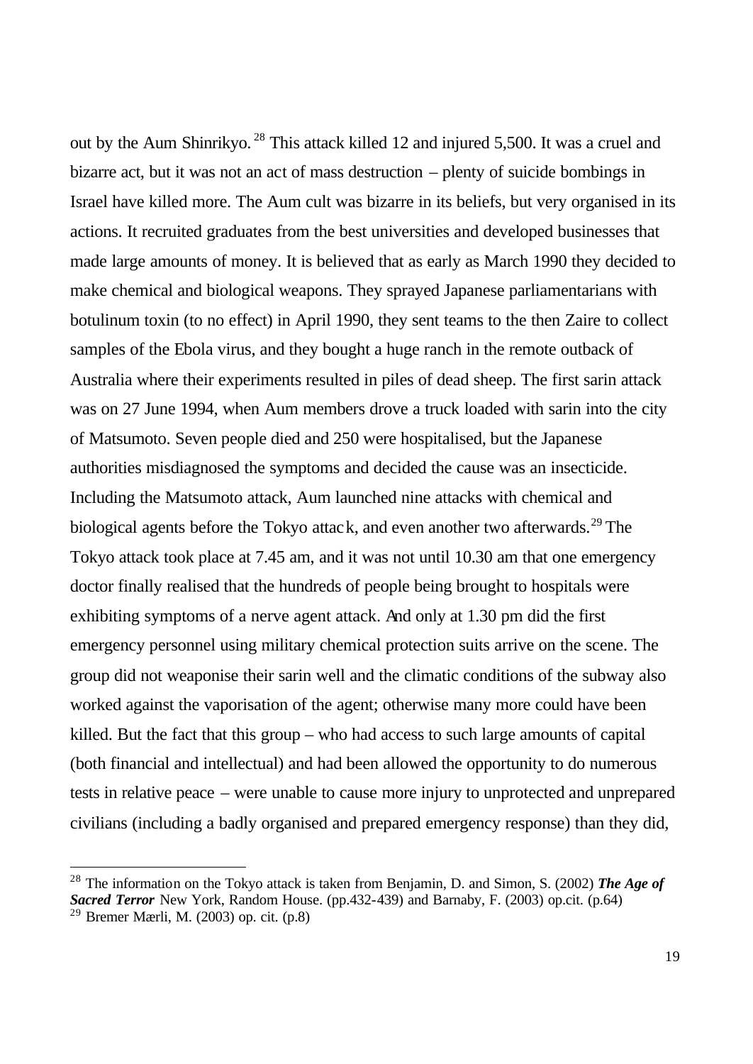out by the Aum Shinrikyo.[28] This attack killed 12 and injured 5,500. It was a cruel and bizarre act, but it was not an act of mass destruction – plenty of suicide bombings in Israel have killed more. The Aum cult was bizarre in its beliefs, but very organised in its actions. It recruited graduates from the best universities and developed businesses that made large amounts of money. It is believed that as early as March 1990 they decided to make chemical and biological weapons. They sprayed Japanese parliamentarians with botulinum toxin (to no effect) in April 1990, they sent teams to the then Zaire to collect samples of the Ebola virus, and they bought a huge ranch in the remote outback of Australia where their experiments resulted in piles of dead sheep. The first sarin attack was on 27 June 1994, when Aum members drove a truck loaded with sarin into the city of Matsumoto. Seven people died and 250 were hospitalised, but the Japanese authorities misdiagnosed the symptoms and decided the cause was an insecticide. Including the Matsumoto attack, Aum launched nine attacks with chemical and biological agents before the Tokyo attack, and even another two afterwards.[29] The Tokyo attack took place at 7.45 am, and it was not until 10.30 am that one emergency doctor finally realised that the hundreds of people being brought to hospitals were exhibiting symptoms of a nerve agent attack. And only at 1.30 pm did the first emergency personnel using military chemical protection suits arrive on the scene. The group did not weaponise their sarin well and the climatic conditions of the subway also worked against the vaporisation of the agent; otherwise many more could have been killed. But the fact that this group – who had access to such large amounts of capital (both financial and intellectual) and had been allowed the opportunity to do numerous tests in relative peace – were unable to cause more injury to unprotected and unprepared civilians (including a badly organised and prepared emergency response) than they did,

---

[28] The information on the Tokyo attack is taken from Benjamin, D. and Simon, S. (2002) ***The Age of Sacred Terror*** New York, Random House. (pp.432-439) and Barnaby, F. (2003) op.cit. (p.64)

[29] Bremer Mærli, M. (2003) op. cit. (p.8)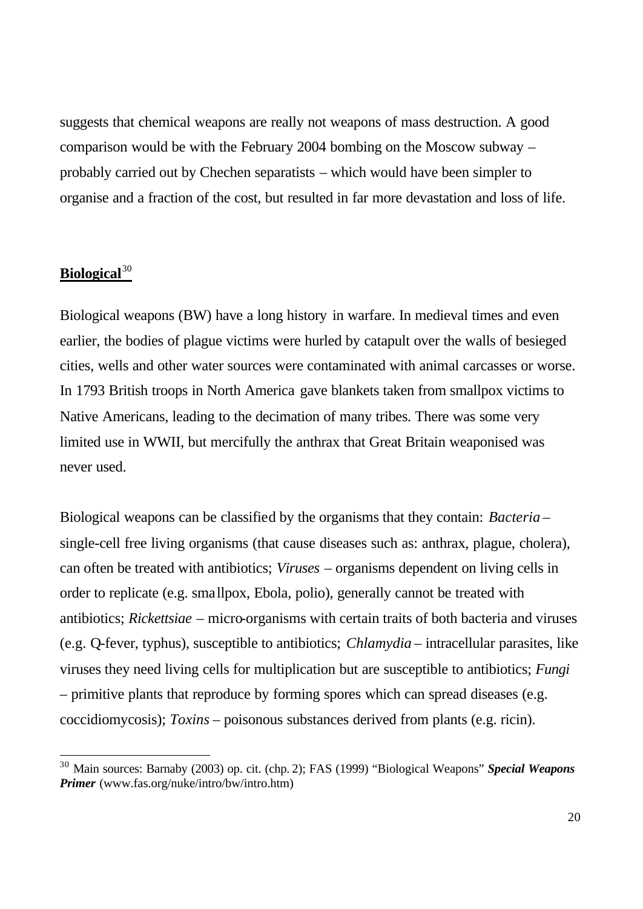suggests that chemical weapons are really not weapons of mass destruction. A good comparison would be with the February 2004 bombing on the Moscow subway – probably carried out by Chechen separatists – which would have been simpler to organise and a fraction of the cost, but resulted in far more devastation and loss of life.

## Biological[30]

Biological weapons (BW) have a long history in warfare. In medieval times and even earlier, the bodies of plague victims were hurled by catapult over the walls of besieged cities, wells and other water sources were contaminated with animal carcasses or worse. In 1793 British troops in North America gave blankets taken from smallpox victims to Native Americans, leading to the decimation of many tribes. There was some very limited use in WWII, but mercifully the anthrax that Great Britain weaponised was never used.

Biological weapons can be classified by the organisms that they contain: *Bacteria* – single-cell free living organisms (that cause diseases such as: anthrax, plague, cholera), can often be treated with antibiotics; *Viruses* – organisms dependent on living cells in order to replicate (e.g. smallpox, Ebola, polio), generally cannot be treated with antibiotics; *Rickettsiae* – micro-organisms with certain traits of both bacteria and viruses (e.g. Q-fever, typhus), susceptible to antibiotics; *Chlamydia* – intracellular parasites, like viruses they need living cells for multiplication but are susceptible to antibiotics; *Fungi* – primitive plants that reproduce by forming spores which can spread diseases (e.g. coccidiomycosis); *Toxins* – poisonous substances derived from plants (e.g. ricin).

[30] Main sources: Barnaby (2003) op. cit. (chp. 2); FAS (1999) "Biological Weapons" ***Special Weapons Primer*** (www.fas.org/nuke/intro/bw/intro.htm)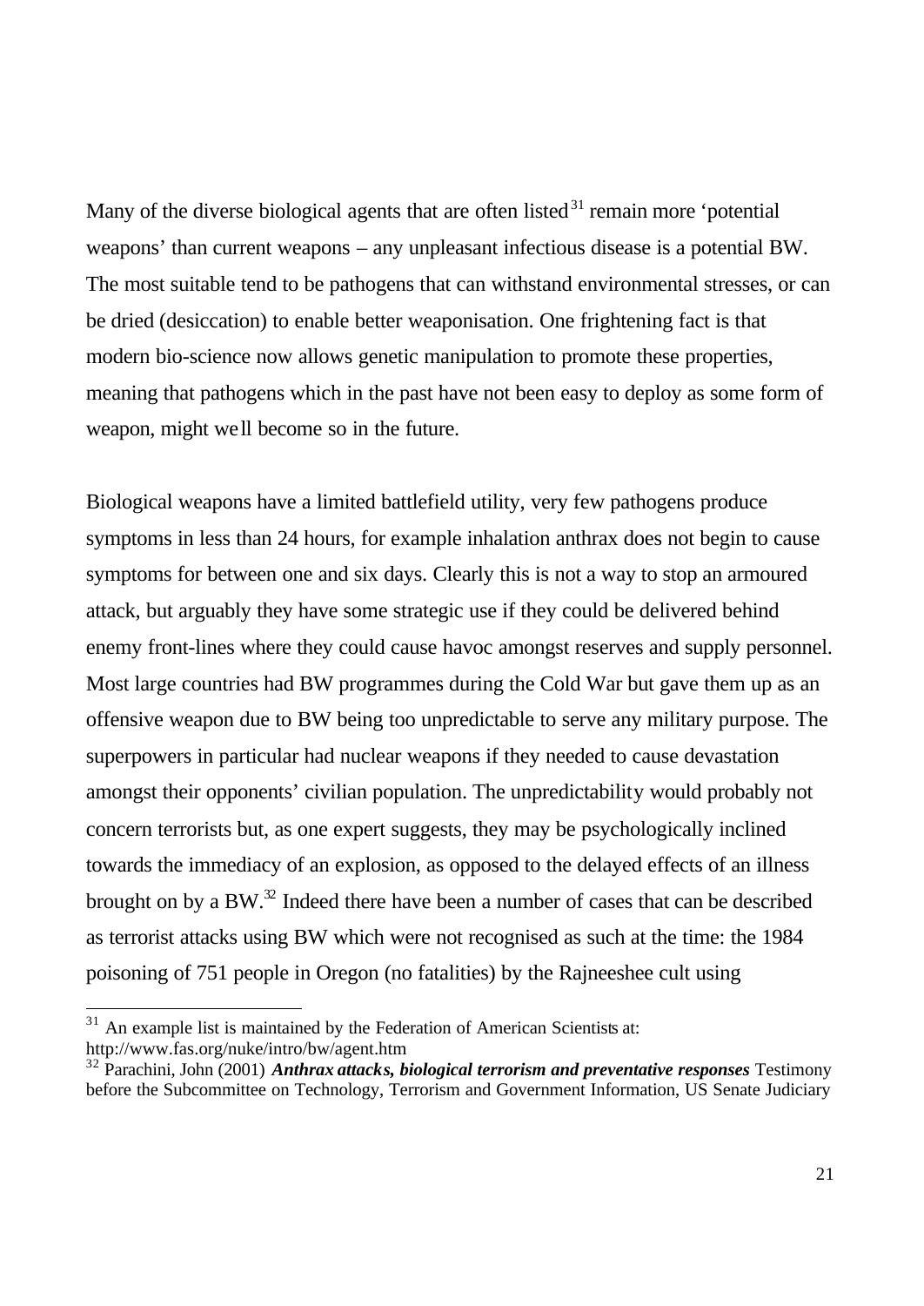Many of the diverse biological agents that are often listed[31] remain more 'potential weapons' than current weapons – any unpleasant infectious disease is a potential BW. The most suitable tend to be pathogens that can withstand environmental stresses, or can be dried (desiccation) to enable better weaponisation. One frightening fact is that modern bio-science now allows genetic manipulation to promote these properties, meaning that pathogens which in the past have not been easy to deploy as some form of weapon, might well become so in the future.

Biological weapons have a limited battlefield utility, very few pathogens produce symptoms in less than 24 hours, for example inhalation anthrax does not begin to cause symptoms for between one and six days. Clearly this is not a way to stop an armoured attack, but arguably they have some strategic use if they could be delivered behind enemy front-lines where they could cause havoc amongst reserves and supply personnel. Most large countries had BW programmes during the Cold War but gave them up as an offensive weapon due to BW being too unpredictable to serve any military purpose. The superpowers in particular had nuclear weapons if they needed to cause devastation amongst their opponents' civilian population. The unpredictability would probably not concern terrorists but, as one expert suggests, they may be psychologically inclined towards the immediacy of an explosion, as opposed to the delayed effects of an illness brought on by a BW.[32] Indeed there have been a number of cases that can be described as terrorist attacks using BW which were not recognised as such at the time: the 1984 poisoning of 751 people in Oregon (no fatalities) by the Rajneeshee cult using

---

[31] An example list is maintained by the Federation of American Scientists at: http://www.fas.org/nuke/intro/bw/agent.htm

[32] Parachini, John (2001) ***Anthrax attacks, biological terrorism and preventative responses*** Testimony before the Subcommittee on Technology, Terrorism and Government Information, US Senate Judiciary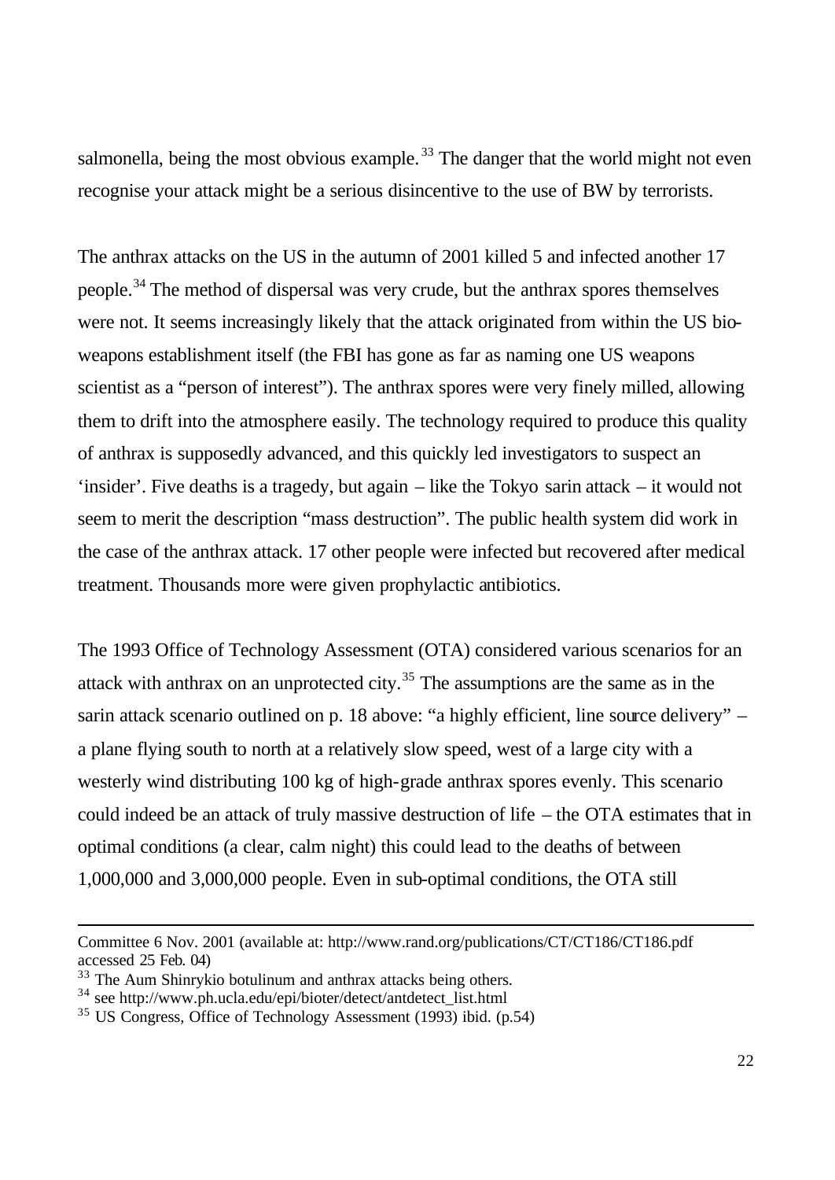salmonella, being the most obvious example.[33] The danger that the world might not even recognise your attack might be a serious disincentive to the use of BW by terrorists.

The anthrax attacks on the US in the autumn of 2001 killed 5 and infected another 17 people.[34] The method of dispersal was very crude, but the anthrax spores themselves were not. It seems increasingly likely that the attack originated from within the US bio-weapons establishment itself (the FBI has gone as far as naming one US weapons scientist as a "person of interest"). The anthrax spores were very finely milled, allowing them to drift into the atmosphere easily. The technology required to produce this quality of anthrax is supposedly advanced, and this quickly led investigators to suspect an 'insider'. Five deaths is a tragedy, but again – like the Tokyo sarin attack – it would not seem to merit the description "mass destruction". The public health system did work in the case of the anthrax attack. 17 other people were infected but recovered after medical treatment. Thousands more were given prophylactic antibiotics.

The 1993 Office of Technology Assessment (OTA) considered various scenarios for an attack with anthrax on an unprotected city.[35] The assumptions are the same as in the sarin attack scenario outlined on p. 18 above: "a highly efficient, line source delivery" – a plane flying south to north at a relatively slow speed, west of a large city with a westerly wind distributing 100 kg of high-grade anthrax spores evenly. This scenario could indeed be an attack of truly massive destruction of life – the OTA estimates that in optimal conditions (a clear, calm night) this could lead to the deaths of between 1,000,000 and 3,000,000 people. Even in sub-optimal conditions, the OTA still

---

Committee 6 Nov. 2001 (available at: http://www.rand.org/publications/CT/CT186/CT186.pdf accessed 25 Feb. 04)

[33] The Aum Shinrykio botulinum and anthrax attacks being others.

[34] see http://www.ph.ucla.edu/epi/bioter/detect/antdetect_list.html

[35] US Congress, Office of Technology Assessment (1993) ibid. (p.54)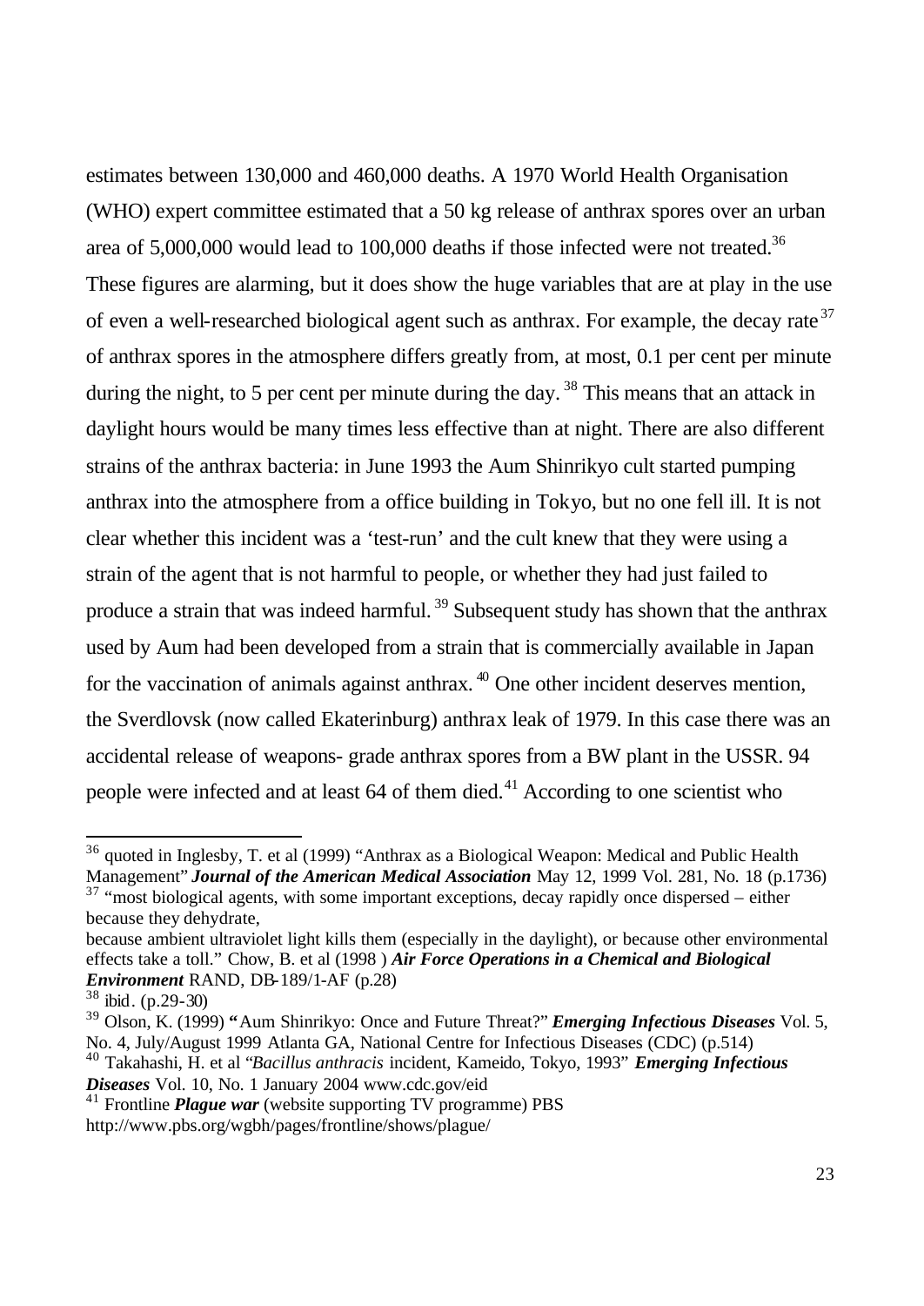estimates between 130,000 and 460,000 deaths. A 1970 World Health Organisation (WHO) expert committee estimated that a 50 kg release of anthrax spores over an urban area of 5,000,000 would lead to 100,000 deaths if those infected were not treated.[36] These figures are alarming, but it does show the huge variables that are at play in the use of even a well-researched biological agent such as anthrax. For example, the decay rate[37] of anthrax spores in the atmosphere differs greatly from, at most, 0.1 per cent per minute during the night, to 5 per cent per minute during the day.[38] This means that an attack in daylight hours would be many times less effective than at night. There are also different strains of the anthrax bacteria: in June 1993 the Aum Shinrikyo cult started pumping anthrax into the atmosphere from a office building in Tokyo, but no one fell ill. It is not clear whether this incident was a 'test-run' and the cult knew that they were using a strain of the agent that is not harmful to people, or whether they had just failed to produce a strain that was indeed harmful.[39] Subsequent study has shown that the anthrax used by Aum had been developed from a strain that is commercially available in Japan for the vaccination of animals against anthrax.[40] One other incident deserves mention, the Sverdlovsk (now called Ekaterinburg) anthrax leak of 1979. In this case there was an accidental release of weapons- grade anthrax spores from a BW plant in the USSR. 94 people were infected and at least 64 of them died.[41] According to one scientist who

---

[36] quoted in Inglesby, T. et al (1999) "Anthrax as a Biological Weapon: Medical and Public Health Management" ***Journal of the American Medical Association*** May 12, 1999 Vol. 281, No. 18 (p.1736)

[37] "most biological agents, with some important exceptions, decay rapidly once dispersed – either because they dehydrate,
because ambient ultraviolet light kills them (especially in the daylight), or because other environmental effects take a toll." Chow, B. et al (1998 ) ***Air Force Operations in a Chemical and Biological Environment*** RAND, DB-189/1-AF (p.28)

[38] ibid. (p.29-30)

[39] Olson, K. (1999) "Aum Shinrikyo: Once and Future Threat?" ***Emerging Infectious Diseases*** Vol. 5, No. 4, July/August 1999 Atlanta GA, National Centre for Infectious Diseases (CDC) (p.514)

[40] Takahashi, H. et al "*Bacillus anthracis* incident, Kameido, Tokyo, 1993" ***Emerging Infectious Diseases*** Vol. 10, No. 1 January 2004 www.cdc.gov/eid

[41] Frontline ***Plague war*** (website supporting TV programme) PBS http://www.pbs.org/wgbh/pages/frontline/shows/plague/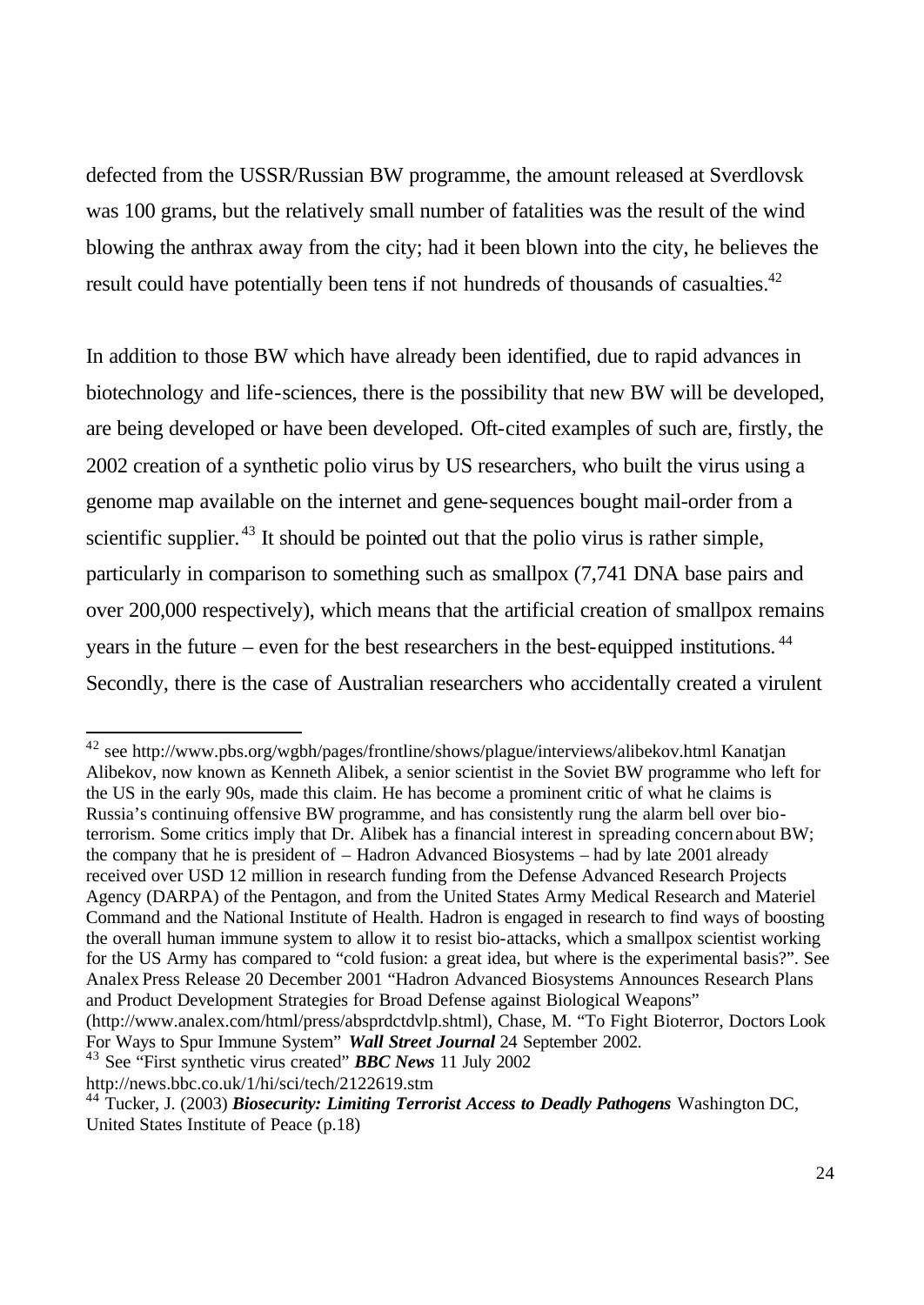defected from the USSR/Russian BW programme, the amount released at Sverdlovsk was 100 grams, but the relatively small number of fatalities was the result of the wind blowing the anthrax away from the city; had it been blown into the city, he believes the result could have potentially been tens if not hundreds of thousands of casualties.[42]

In addition to those BW which have already been identified, due to rapid advances in biotechnology and life-sciences, there is the possibility that new BW will be developed, are being developed or have been developed. Oft-cited examples of such are, firstly, the 2002 creation of a synthetic polio virus by US researchers, who built the virus using a genome map available on the internet and gene-sequences bought mail-order from a scientific supplier.[43] It should be pointed out that the polio virus is rather simple, particularly in comparison to something such as smallpox (7,741 DNA base pairs and over 200,000 respectively), which means that the artificial creation of smallpox remains years in the future – even for the best researchers in the best-equipped institutions.[44] Secondly, there is the case of Australian researchers who accidentally created a virulent

---

[42] see http://www.pbs.org/wgbh/pages/frontline/shows/plague/interviews/alibekov.html Kanatjan Alibekov, now known as Kenneth Alibek, a senior scientist in the Soviet BW programme who left for the US in the early 90s, made this claim. He has become a prominent critic of what he claims is Russia's continuing offensive BW programme, and has consistently rung the alarm bell over bio-terrorism. Some critics imply that Dr. Alibek has a financial interest in spreading concern about BW; the company that he is president of – Hadron Advanced Biosystems – had by late 2001 already received over USD 12 million in research funding from the Defense Advanced Research Projects Agency (DARPA) of the Pentagon, and from the United States Army Medical Research and Materiel Command and the National Institute of Health. Hadron is engaged in research to find ways of boosting the overall human immune system to allow it to resist bio-attacks, which a smallpox scientist working for the US Army has compared to "cold fusion: a great idea, but where is the experimental basis?". See Analex Press Release 20 December 2001 "Hadron Advanced Biosystems Announces Research Plans and Product Development Strategies for Broad Defense against Biological Weapons" (http://www.analex.com/html/press/absprdctdvlp.shtml), Chase, M. "To Fight Bioterror, Doctors Look For Ways to Spur Immune System" ***Wall Street Journal*** 24 September 2002.

[43] See "First synthetic virus created" ***BBC News*** 11 July 2002 http://news.bbc.co.uk/1/hi/sci/tech/2122619.stm

[44] Tucker, J. (2003) ***Biosecurity: Limiting Terrorist Access to Deadly Pathogens*** Washington DC, United States Institute of Peace (p.18)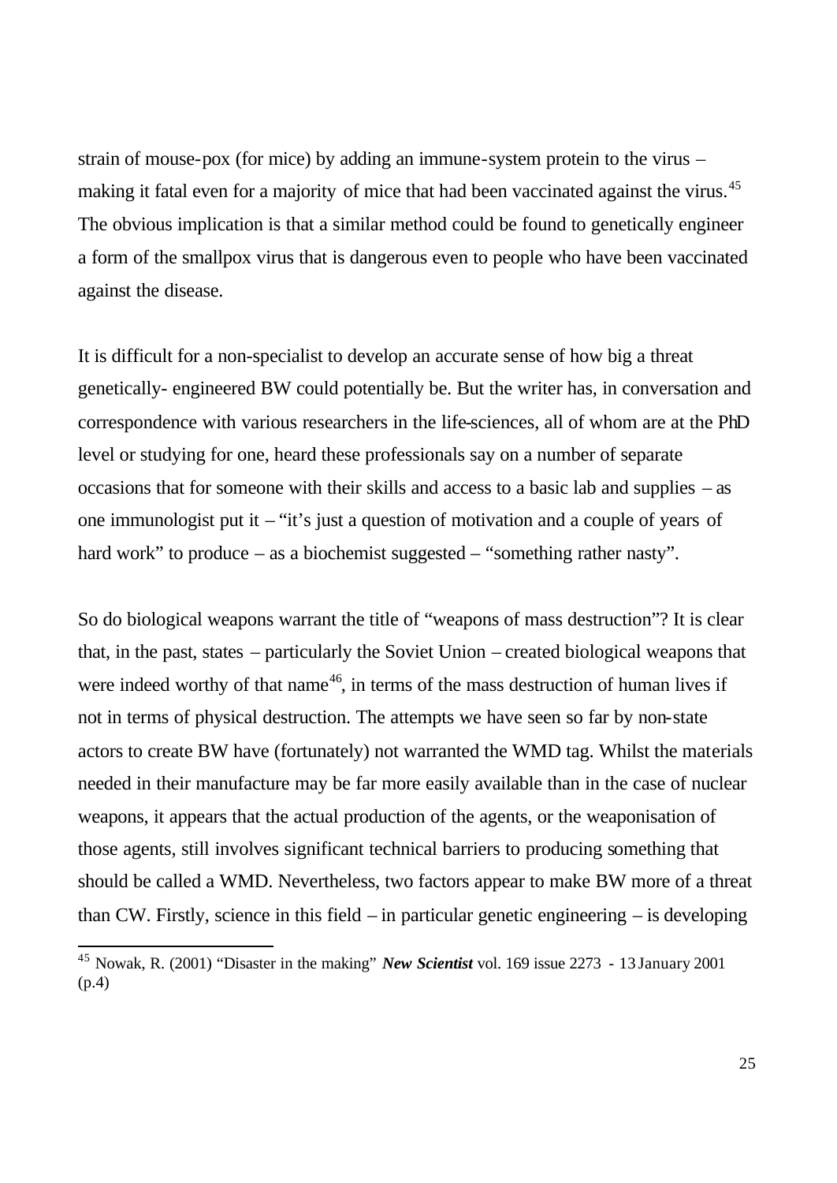strain of mouse-pox (for mice) by adding an immune-system protein to the virus – making it fatal even for a majority of mice that had been vaccinated against the virus.[45] The obvious implication is that a similar method could be found to genetically engineer a form of the smallpox virus that is dangerous even to people who have been vaccinated against the disease.

It is difficult for a non-specialist to develop an accurate sense of how big a threat genetically- engineered BW could potentially be. But the writer has, in conversation and correspondence with various researchers in the life-sciences, all of whom are at the PhD level or studying for one, heard these professionals say on a number of separate occasions that for someone with their skills and access to a basic lab and supplies – as one immunologist put it – "it's just a question of motivation and a couple of years of hard work" to produce – as a biochemist suggested – "something rather nasty".

So do biological weapons warrant the title of "weapons of mass destruction"? It is clear that, in the past, states – particularly the Soviet Union – created biological weapons that were indeed worthy of that name[46], in terms of the mass destruction of human lives if not in terms of physical destruction. The attempts we have seen so far by non-state actors to create BW have (fortunately) not warranted the WMD tag. Whilst the materials needed in their manufacture may be far more easily available than in the case of nuclear weapons, it appears that the actual production of the agents, or the weaponisation of those agents, still involves significant technical barriers to producing something that should be called a WMD. Nevertheless, two factors appear to make BW more of a threat than CW. Firstly, science in this field – in particular genetic engineering – is developing

---

[45] Nowak, R. (2001) "Disaster in the making" ***New Scientist*** vol. 169 issue 2273 - 13 January 2001 (p.4)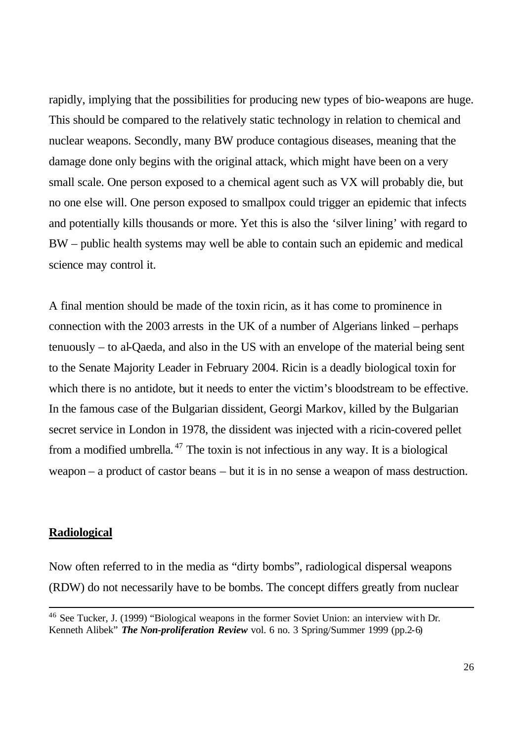rapidly, implying that the possibilities for producing new types of bio-weapons are huge. This should be compared to the relatively static technology in relation to chemical and nuclear weapons. Secondly, many BW produce contagious diseases, meaning that the damage done only begins with the original attack, which might have been on a very small scale. One person exposed to a chemical agent such as VX will probably die, but no one else will. One person exposed to smallpox could trigger an epidemic that infects and potentially kills thousands or more. Yet this is also the 'silver lining' with regard to BW – public health systems may well be able to contain such an epidemic and medical science may control it.

A final mention should be made of the toxin ricin, as it has come to prominence in connection with the 2003 arrests in the UK of a number of Algerians linked – perhaps tenuously – to al-Qaeda, and also in the US with an envelope of the material being sent to the Senate Majority Leader in February 2004. Ricin is a deadly biological toxin for which there is no antidote, but it needs to enter the victim's bloodstream to be effective. In the famous case of the Bulgarian dissident, Georgi Markov, killed by the Bulgarian secret service in London in 1978, the dissident was injected with a ricin-covered pellet from a modified umbrella.[47] The toxin is not infectious in any way. It is a biological weapon – a product of castor beans – but it is in no sense a weapon of mass destruction.

## Radiological

Now often referred to in the media as "dirty bombs", radiological dispersal weapons (RDW) do not necessarily have to be bombs. The concept differs greatly from nuclear

---

[46] See Tucker, J. (1999) "Biological weapons in the former Soviet Union: an interview with Dr. Kenneth Alibek" ***The Non-proliferation Review*** vol. 6 no. 3 Spring/Summer 1999 (pp.2-6)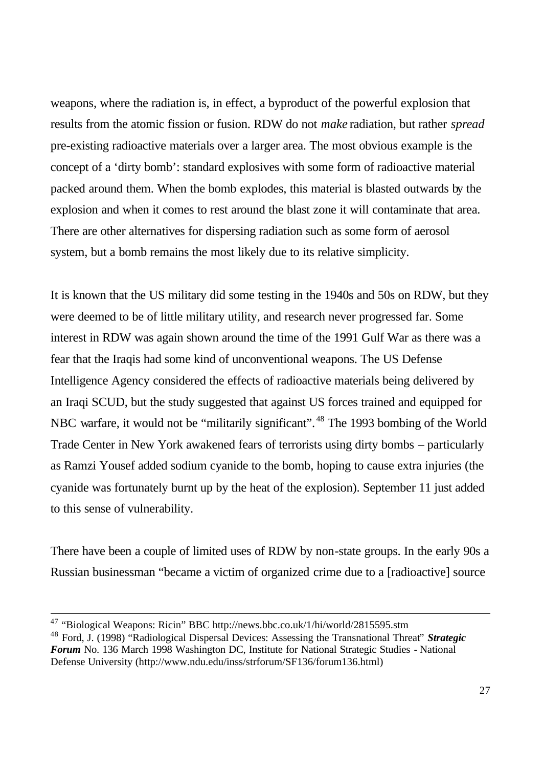weapons, where the radiation is, in effect, a byproduct of the powerful explosion that results from the atomic fission or fusion. RDW do not *make* radiation, but rather *spread* pre-existing radioactive materials over a larger area. The most obvious example is the concept of a 'dirty bomb': standard explosives with some form of radioactive material packed around them. When the bomb explodes, this material is blasted outwards by the explosion and when it comes to rest around the blast zone it will contaminate that area. There are other alternatives for dispersing radiation such as some form of aerosol system, but a bomb remains the most likely due to its relative simplicity.

It is known that the US military did some testing in the 1940s and 50s on RDW, but they were deemed to be of little military utility, and research never progressed far. Some interest in RDW was again shown around the time of the 1991 Gulf War as there was a fear that the Iraqis had some kind of unconventional weapons. The US Defense Intelligence Agency considered the effects of radioactive materials being delivered by an Iraqi SCUD, but the study suggested that against US forces trained and equipped for NBC warfare, it would not be "militarily significant".[48] The 1993 bombing of the World Trade Center in New York awakened fears of terrorists using dirty bombs – particularly as Ramzi Yousef added sodium cyanide to the bomb, hoping to cause extra injuries (the cyanide was fortunately burnt up by the heat of the explosion). September 11 just added to this sense of vulnerability.

There have been a couple of limited uses of RDW by non-state groups. In the early 90s a Russian businessman "became a victim of organized crime due to a [radioactive] source

---

[47] "Biological Weapons: Ricin" BBC http://news.bbc.co.uk/1/hi/world/2815595.stm

[48] Ford, J. (1998) "Radiological Dispersal Devices: Assessing the Transnational Threat" ***Strategic Forum*** No. 136 March 1998 Washington DC, Institute for National Strategic Studies - National Defense University (http://www.ndu.edu/inss/strforum/SF136/forum136.html)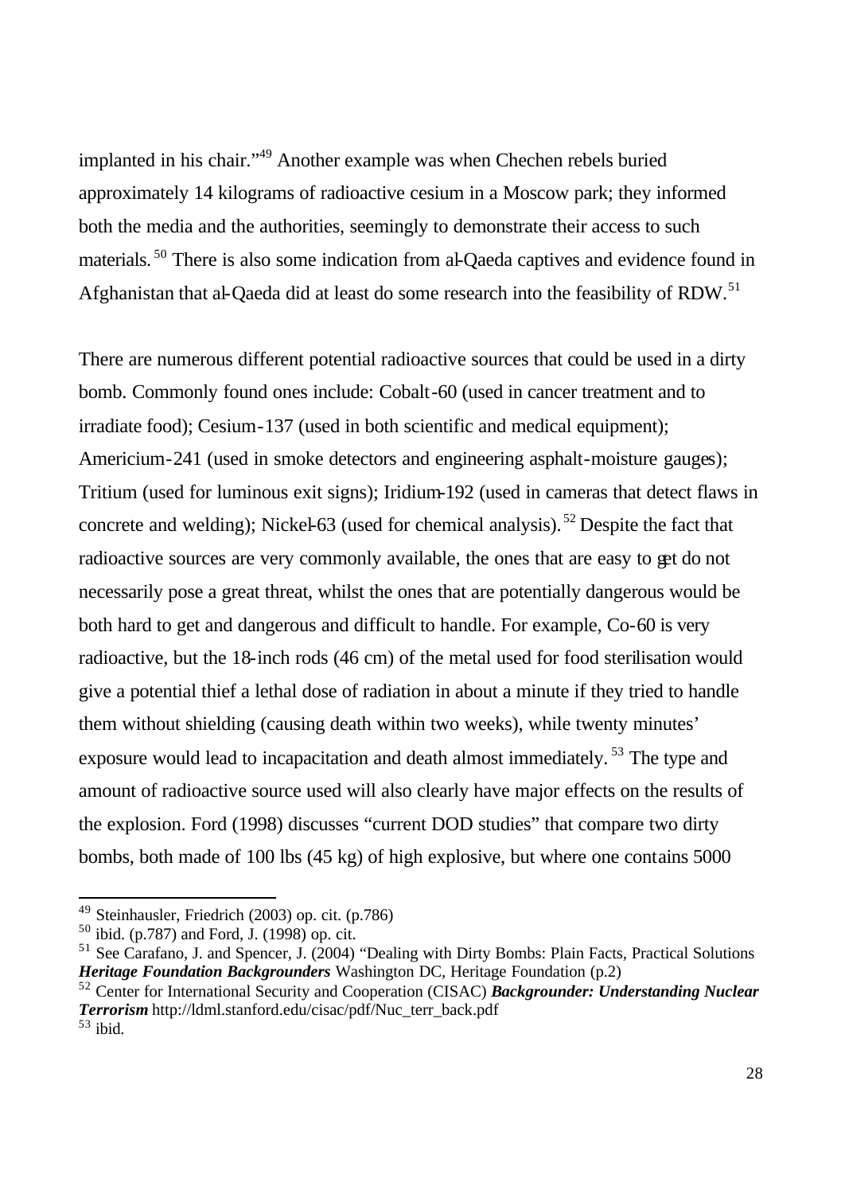implanted in his chair."[49] Another example was when Chechen rebels buried approximately 14 kilograms of radioactive cesium in a Moscow park; they informed both the media and the authorities, seemingly to demonstrate their access to such materials.[50] There is also some indication from al-Qaeda captives and evidence found in Afghanistan that al-Qaeda did at least do some research into the feasibility of RDW.[51]

There are numerous different potential radioactive sources that could be used in a dirty bomb. Commonly found ones include: Cobalt-60 (used in cancer treatment and to irradiate food); Cesium-137 (used in both scientific and medical equipment); Americium-241 (used in smoke detectors and engineering asphalt-moisture gauges); Tritium (used for luminous exit signs); Iridium-192 (used in cameras that detect flaws in concrete and welding); Nickel-63 (used for chemical analysis).[52] Despite the fact that radioactive sources are very commonly available, the ones that are easy to get do not necessarily pose a great threat, whilst the ones that are potentially dangerous would be both hard to get and dangerous and difficult to handle. For example, Co-60 is very radioactive, but the 18-inch rods (46 cm) of the metal used for food sterilisation would give a potential thief a lethal dose of radiation in about a minute if they tried to handle them without shielding (causing death within two weeks), while twenty minutes' exposure would lead to incapacitation and death almost immediately.[53] The type and amount of radioactive source used will also clearly have major effects on the results of the explosion. Ford (1998) discusses "current DOD studies" that compare two dirty bombs, both made of 100 lbs (45 kg) of high explosive, but where one contains 5000

---

[49] Steinhausler, Friedrich (2003) op. cit. (p.786)

[50] ibid. (p.787) and Ford, J. (1998) op. cit.

[51] See Carafano, J. and Spencer, J. (2004) "Dealing with Dirty Bombs: Plain Facts, Practical Solutions ***Heritage Foundation Backgrounders*** Washington DC, Heritage Foundation (p.2)

[52] Center for International Security and Cooperation (CISAC) ***Backgrounder: Understanding Nuclear Terrorism*** http://ldml.stanford.edu/cisac/pdf/Nuc_terr_back.pdf

[53] ibid.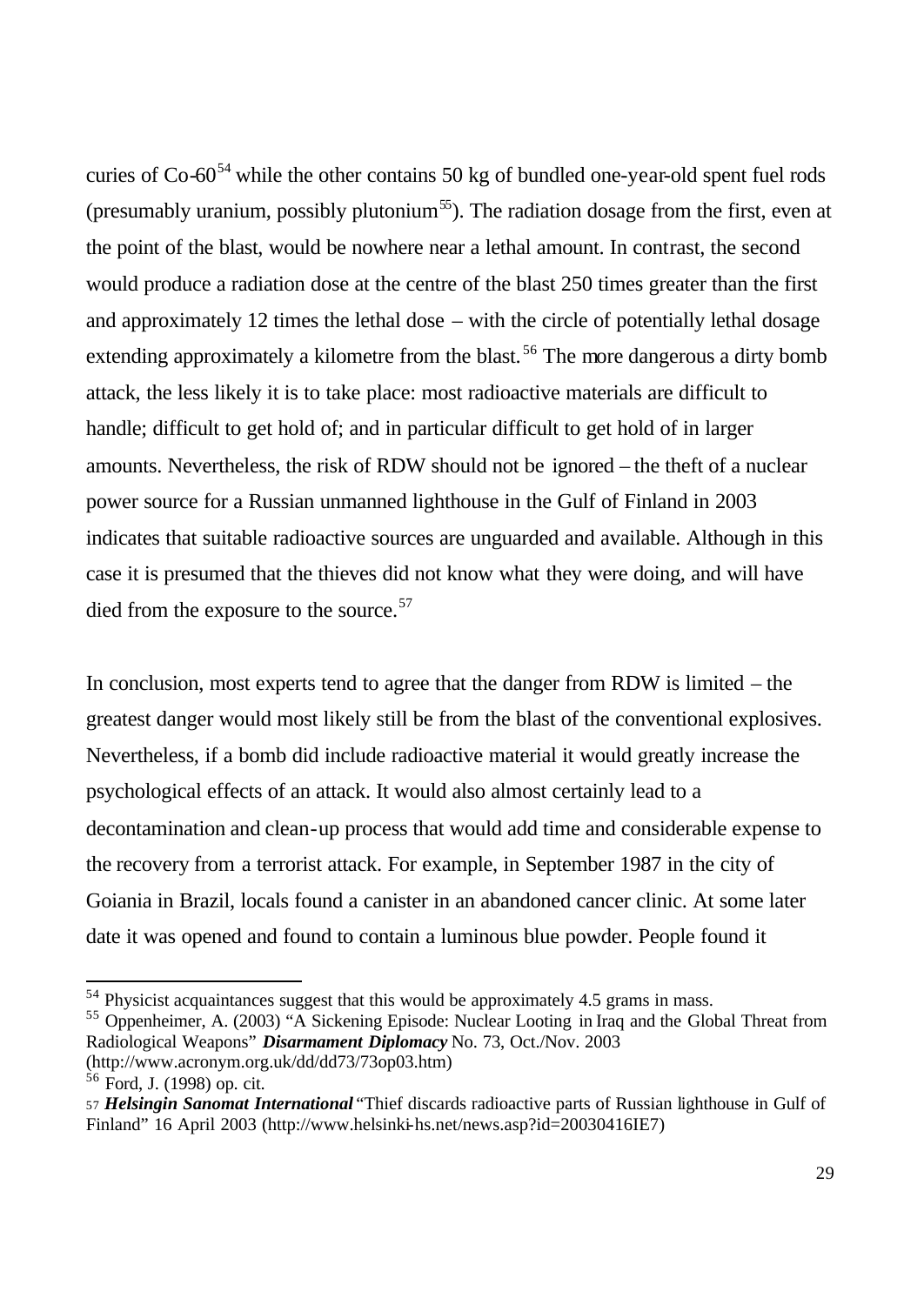curies of Co-60[54] while the other contains 50 kg of bundled one-year-old spent fuel rods (presumably uranium, possibly plutonium[55]). The radiation dosage from the first, even at the point of the blast, would be nowhere near a lethal amount. In contrast, the second would produce a radiation dose at the centre of the blast 250 times greater than the first and approximately 12 times the lethal dose – with the circle of potentially lethal dosage extending approximately a kilometre from the blast.[56] The more dangerous a dirty bomb attack, the less likely it is to take place: most radioactive materials are difficult to handle; difficult to get hold of; and in particular difficult to get hold of in larger amounts. Nevertheless, the risk of RDW should not be ignored – the theft of a nuclear power source for a Russian unmanned lighthouse in the Gulf of Finland in 2003 indicates that suitable radioactive sources are unguarded and available. Although in this case it is presumed that the thieves did not know what they were doing, and will have died from the exposure to the source.[57]

In conclusion, most experts tend to agree that the danger from RDW is limited – the greatest danger would most likely still be from the blast of the conventional explosives. Nevertheless, if a bomb did include radioactive material it would greatly increase the psychological effects of an attack. It would also almost certainly lead to a decontamination and clean-up process that would add time and considerable expense to the recovery from a terrorist attack. For example, in September 1987 in the city of Goiania in Brazil, locals found a canister in an abandoned cancer clinic. At some later date it was opened and found to contain a luminous blue powder. People found it

---

[54] Physicist acquaintances suggest that this would be approximately 4.5 grams in mass.

[55] Oppenheimer, A. (2003) "A Sickening Episode: Nuclear Looting in Iraq and the Global Threat from Radiological Weapons" ***Disarmament Diplomacy*** No. 73, Oct./Nov. 2003 (http://www.acronym.org.uk/dd/dd73/73op03.htm)

[56] Ford, J. (1998) op. cit.

[57] ***Helsingin Sanomat International*** "Thief discards radioactive parts of Russian lighthouse in Gulf of Finland" 16 April 2003 (http://www.helsinki-hs.net/news.asp?id=20030416IE7)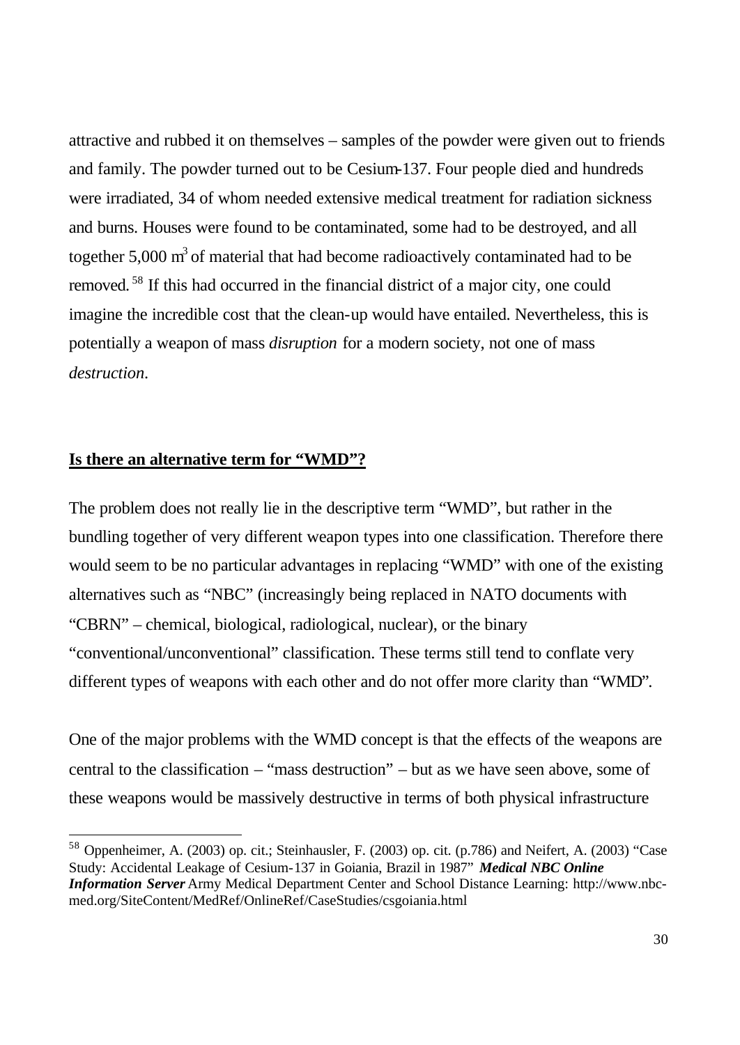attractive and rubbed it on themselves – samples of the powder were given out to friends and family. The powder turned out to be Cesium-137. Four people died and hundreds were irradiated, 34 of whom needed extensive medical treatment for radiation sickness and burns. Houses were found to be contaminated, some had to be destroyed, and all together 5,000 $m^3$ of material that had become radioactively contaminated had to be removed.[58] If this had occurred in the financial district of a major city, one could imagine the incredible cost that the clean-up would have entailed. Nevertheless, this is potentially a weapon of mass *disruption* for a modern society, not one of mass *destruction*.

## Is there an alternative term for "WMD"?

The problem does not really lie in the descriptive term "WMD", but rather in the bundling together of very different weapon types into one classification. Therefore there would seem to be no particular advantages in replacing "WMD" with one of the existing alternatives such as "NBC" (increasingly being replaced in NATO documents with "CBRN" – chemical, biological, radiological, nuclear), or the binary "conventional/unconventional" classification. These terms still tend to conflate very different types of weapons with each other and do not offer more clarity than "WMD".

One of the major problems with the WMD concept is that the effects of the weapons are central to the classification – "mass destruction" – but as we have seen above, some of these weapons would be massively destructive in terms of both physical infrastructure

---

[58] Oppenheimer, A. (2003) op. cit.; Steinhausler, F. (2003) op. cit. (p.786) and Neifert, A. (2003) "Case Study: Accidental Leakage of Cesium-137 in Goiania, Brazil in 1987" ***Medical NBC Online Information Server*** Army Medical Department Center and School Distance Learning: http://www.nbc-med.org/SiteContent/MedRef/OnlineRef/CaseStudies/csgoiania.html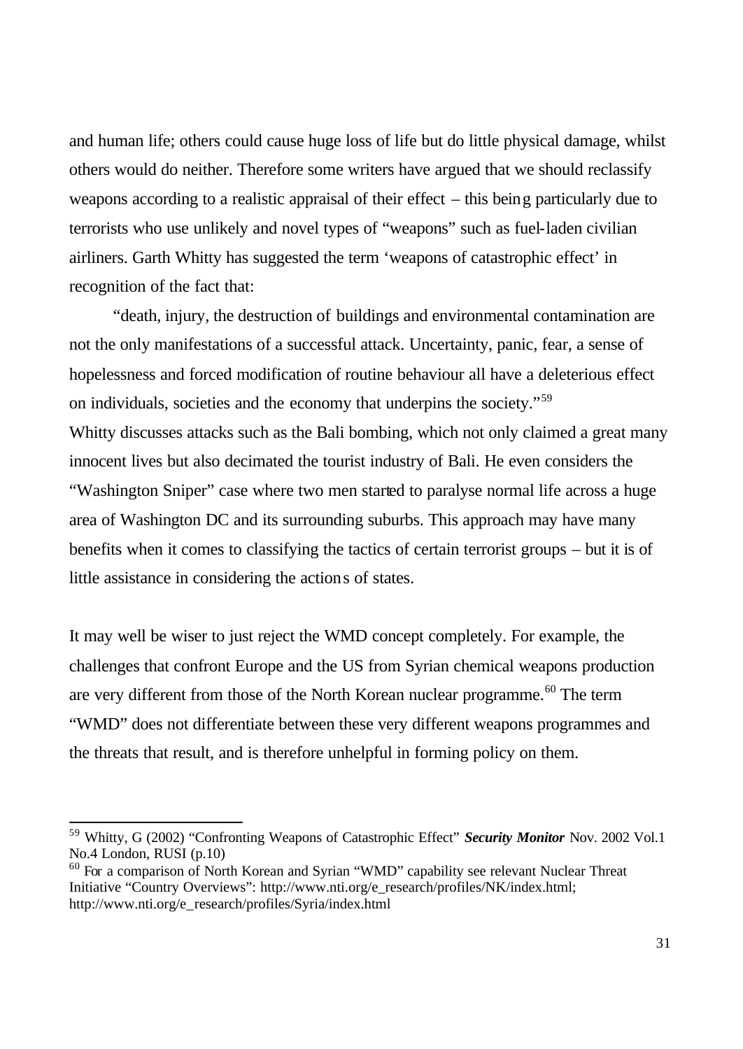and human life; others could cause huge loss of life but do little physical damage, whilst others would do neither. Therefore some writers have argued that we should reclassify weapons according to a realistic appraisal of their effect – this being particularly due to terrorists who use unlikely and novel types of "weapons" such as fuel-laden civilian airliners. Garth Whitty has suggested the term 'weapons of catastrophic effect' in recognition of the fact that:

> "death, injury, the destruction of buildings and environmental contamination are not the only manifestations of a successful attack. Uncertainty, panic, fear, a sense of hopelessness and forced modification of routine behaviour all have a deleterious effect on individuals, societies and the economy that underpins the society."[59]

Whitty discusses attacks such as the Bali bombing, which not only claimed a great many innocent lives but also decimated the tourist industry of Bali. He even considers the "Washington Sniper" case where two men started to paralyse normal life across a huge area of Washington DC and its surrounding suburbs. This approach may have many benefits when it comes to classifying the tactics of certain terrorist groups – but it is of little assistance in considering the actions of states.

It may well be wiser to just reject the WMD concept completely. For example, the challenges that confront Europe and the US from Syrian chemical weapons production are very different from those of the North Korean nuclear programme.[60] The term "WMD" does not differentiate between these very different weapons programmes and the threats that result, and is therefore unhelpful in forming policy on them.

---

[59] Whitty, G (2002) "Confronting Weapons of Catastrophic Effect" ***Security Monitor*** Nov. 2002 Vol.1 No.4 London, RUSI (p.10)

[60] For a comparison of North Korean and Syrian "WMD" capability see relevant Nuclear Threat Initiative "Country Overviews": http://www.nti.org/e_research/profiles/NK/index.html; http://www.nti.org/e_research/profiles/Syria/index.html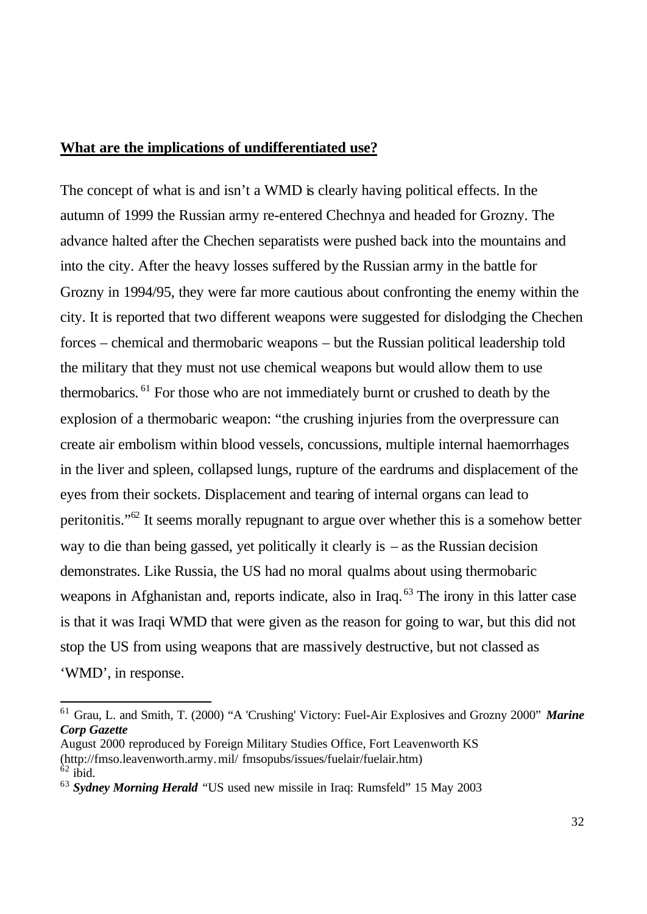**What are the implications of undifferentiated use?**

The concept of what is and isn't a WMD is clearly having political effects. In the autumn of 1999 the Russian army re-entered Chechnya and headed for Grozny. The advance halted after the Chechen separatists were pushed back into the mountains and into the city. After the heavy losses suffered by the Russian army in the battle for Grozny in 1994/95, they were far more cautious about confronting the enemy within the city. It is reported that two different weapons were suggested for dislodging the Chechen forces – chemical and thermobaric weapons – but the Russian political leadership told the military that they must not use chemical weapons but would allow them to use thermobarics.[61] For those who are not immediately burnt or crushed to death by the explosion of a thermobaric weapon: "the crushing injuries from the overpressure can create air embolism within blood vessels, concussions, multiple internal haemorrhages in the liver and spleen, collapsed lungs, rupture of the eardrums and displacement of the eyes from their sockets. Displacement and tearing of internal organs can lead to peritonitis."[62] It seems morally repugnant to argue over whether this is a somehow better way to die than being gassed, yet politically it clearly is – as the Russian decision demonstrates. Like Russia, the US had no moral qualms about using thermobaric weapons in Afghanistan and, reports indicate, also in Iraq.[63] The irony in this latter case is that it was Iraqi WMD that were given as the reason for going to war, but this did not stop the US from using weapons that are massively destructive, but not classed as 'WMD', in response.

---

[61] Grau, L. and Smith, T. (2000) "A 'Crushing' Victory: Fuel-Air Explosives and Grozny 2000" ***Marine Corp Gazette*** August 2000 reproduced by Foreign Military Studies Office, Fort Leavenworth KS (http://fmso.leavenworth.army.mil/ fmsopubs/issues/fuelair/fuelair.htm)

[62] ibid.

[63] ***Sydney Morning Herald*** "US used new missile in Iraq: Rumsfeld" 15 May 2003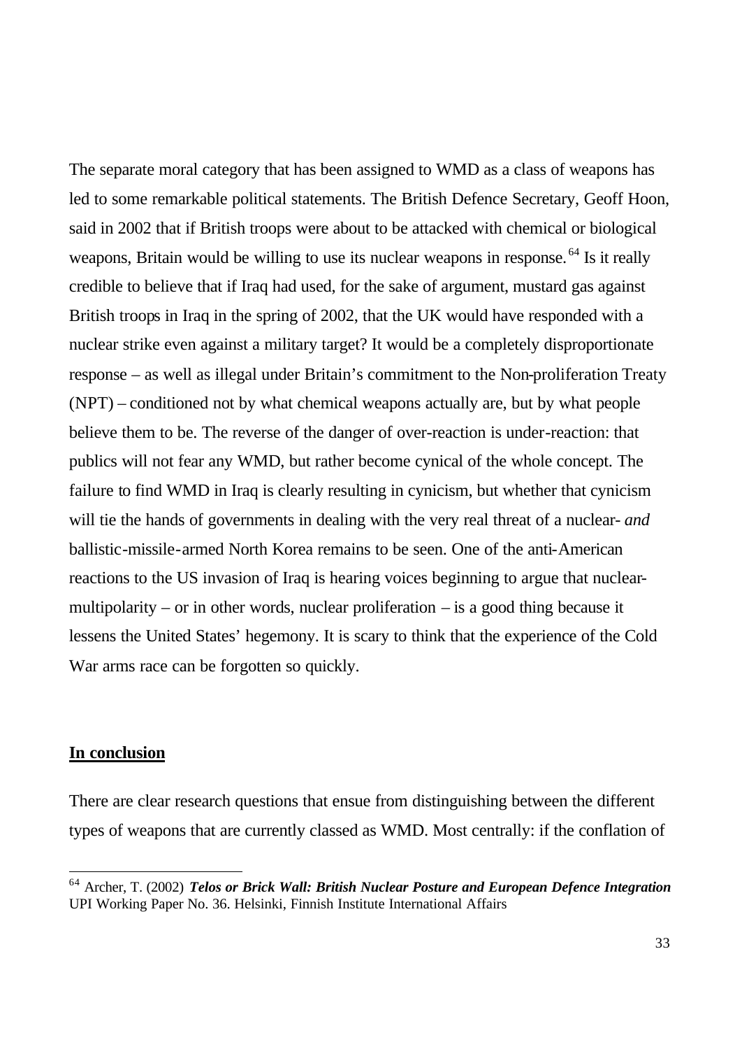The separate moral category that has been assigned to WMD as a class of weapons has led to some remarkable political statements. The British Defence Secretary, Geoff Hoon, said in 2002 that if British troops were about to be attacked with chemical or biological weapons, Britain would be willing to use its nuclear weapons in response.[64] Is it really credible to believe that if Iraq had used, for the sake of argument, mustard gas against British troops in Iraq in the spring of 2002, that the UK would have responded with a nuclear strike even against a military target? It would be a completely disproportionate response – as well as illegal under Britain's commitment to the Non-proliferation Treaty (NPT) – conditioned not by what chemical weapons actually are, but by what people believe them to be. The reverse of the danger of over-reaction is under-reaction: that publics will not fear any WMD, but rather become cynical of the whole concept. The failure to find WMD in Iraq is clearly resulting in cynicism, but whether that cynicism will tie the hands of governments in dealing with the very real threat of a nuclear- *and* ballistic-missile-armed North Korea remains to be seen. One of the anti-American reactions to the US invasion of Iraq is hearing voices beginning to argue that nuclear-multipolarity – or in other words, nuclear proliferation – is a good thing because it lessens the United States' hegemony. It is scary to think that the experience of the Cold War arms race can be forgotten so quickly.

## In conclusion

There are clear research questions that ensue from distinguishing between the different types of weapons that are currently classed as WMD. Most centrally: if the conflation of

---

[64] Archer, T. (2002) ***Telos or Brick Wall: British Nuclear Posture and European Defence Integration*** UPI Working Paper No. 36. Helsinki, Finnish Institute International Affairs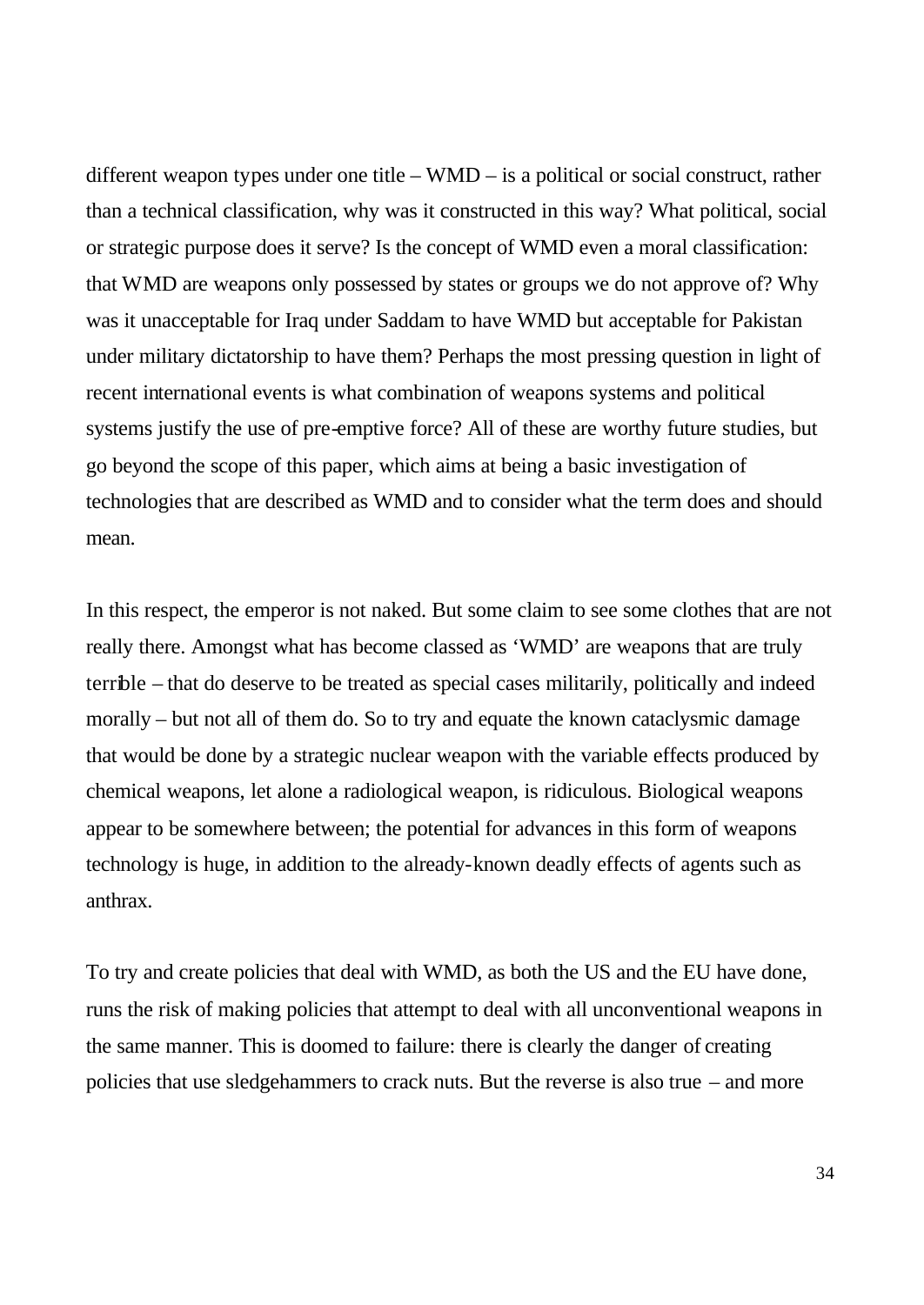different weapon types under one title – WMD – is a political or social construct, rather than a technical classification, why was it constructed in this way? What political, social or strategic purpose does it serve? Is the concept of WMD even a moral classification: that WMD are weapons only possessed by states or groups we do not approve of? Why was it unacceptable for Iraq under Saddam to have WMD but acceptable for Pakistan under military dictatorship to have them? Perhaps the most pressing question in light of recent international events is what combination of weapons systems and political systems justify the use of pre-emptive force? All of these are worthy future studies, but go beyond the scope of this paper, which aims at being a basic investigation of technologies that are described as WMD and to consider what the term does and should mean.

In this respect, the emperor is not naked. But some claim to see some clothes that are not really there. Amongst what has become classed as 'WMD' are weapons that are truly terrible – that do deserve to be treated as special cases militarily, politically and indeed morally – but not all of them do. So to try and equate the known cataclysmic damage that would be done by a strategic nuclear weapon with the variable effects produced by chemical weapons, let alone a radiological weapon, is ridiculous. Biological weapons appear to be somewhere between; the potential for advances in this form of weapons technology is huge, in addition to the already-known deadly effects of agents such as anthrax.

To try and create policies that deal with WMD, as both the US and the EU have done, runs the risk of making policies that attempt to deal with all unconventional weapons in the same manner. This is doomed to failure: there is clearly the danger of creating policies that use sledgehammers to crack nuts. But the reverse is also true – and more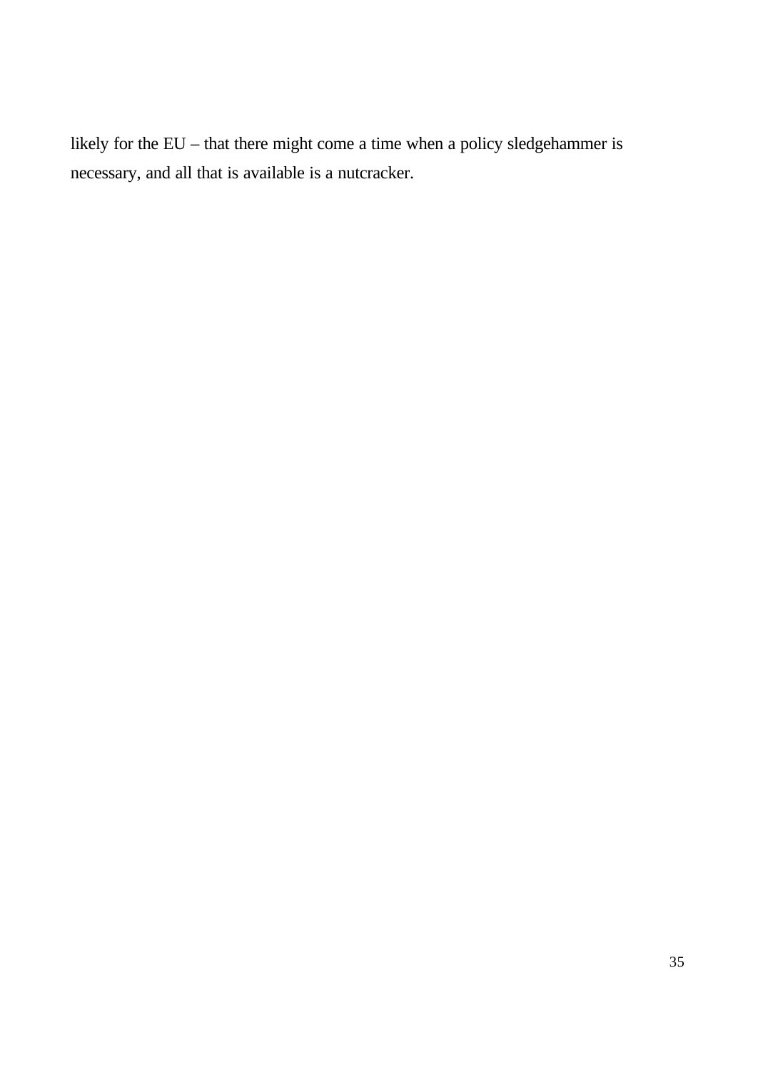likely for the EU – that there might come a time when a policy sledgehammer is necessary, and all that is available is a nutcracker.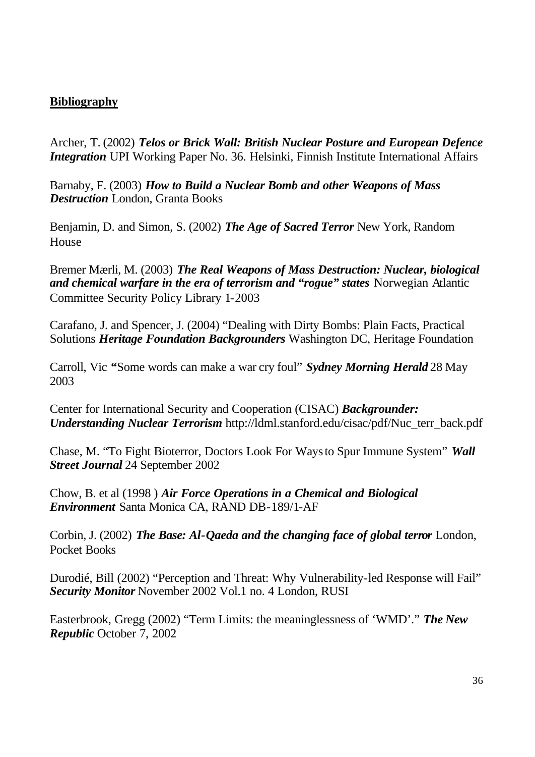**Bibliography**

Archer, T. (2002) ***Telos or Brick Wall: British Nuclear Posture and European Defence Integration*** UPI Working Paper No. 36. Helsinki, Finnish Institute International Affairs

Barnaby, F. (2003) ***How to Build a Nuclear Bomb and other Weapons of Mass Destruction*** London, Granta Books

Benjamin, D. and Simon, S. (2002) ***The Age of Sacred Terror*** New York, Random House

Bremer Mærli, M. (2003) ***The Real Weapons of Mass Destruction: Nuclear, biological and chemical warfare in the era of terrorism and "rogue" states*** Norwegian Atlantic Committee Security Policy Library 1-2003

Carafano, J. and Spencer, J. (2004) "Dealing with Dirty Bombs: Plain Facts, Practical Solutions ***Heritage Foundation Backgrounders*** Washington DC, Heritage Foundation

Carroll, Vic **"**Some words can make a war cry foul" ***Sydney Morning Herald*** 28 May 2003

Center for International Security and Cooperation (CISAC) ***Backgrounder: Understanding Nuclear Terrorism*** http://ldml.stanford.edu/cisac/pdf/Nuc_terr_back.pdf

Chase, M. "To Fight Bioterror, Doctors Look For Ways to Spur Immune System" ***Wall Street Journal*** 24 September 2002

Chow, B. et al (1998 ) ***Air Force Operations in a Chemical and Biological Environment*** Santa Monica CA, RAND DB-189/1-AF

Corbin, J. (2002) ***The Base: Al-Qaeda and the changing face of global terror*** London, Pocket Books

Durodié, Bill (2002) "Perception and Threat: Why Vulnerability-led Response will Fail" ***Security Monitor*** November 2002 Vol.1 no. 4 London, RUSI

Easterbrook, Gregg (2002) "Term Limits: the meaninglessness of 'WMD'." ***The New Republic*** October 7, 2002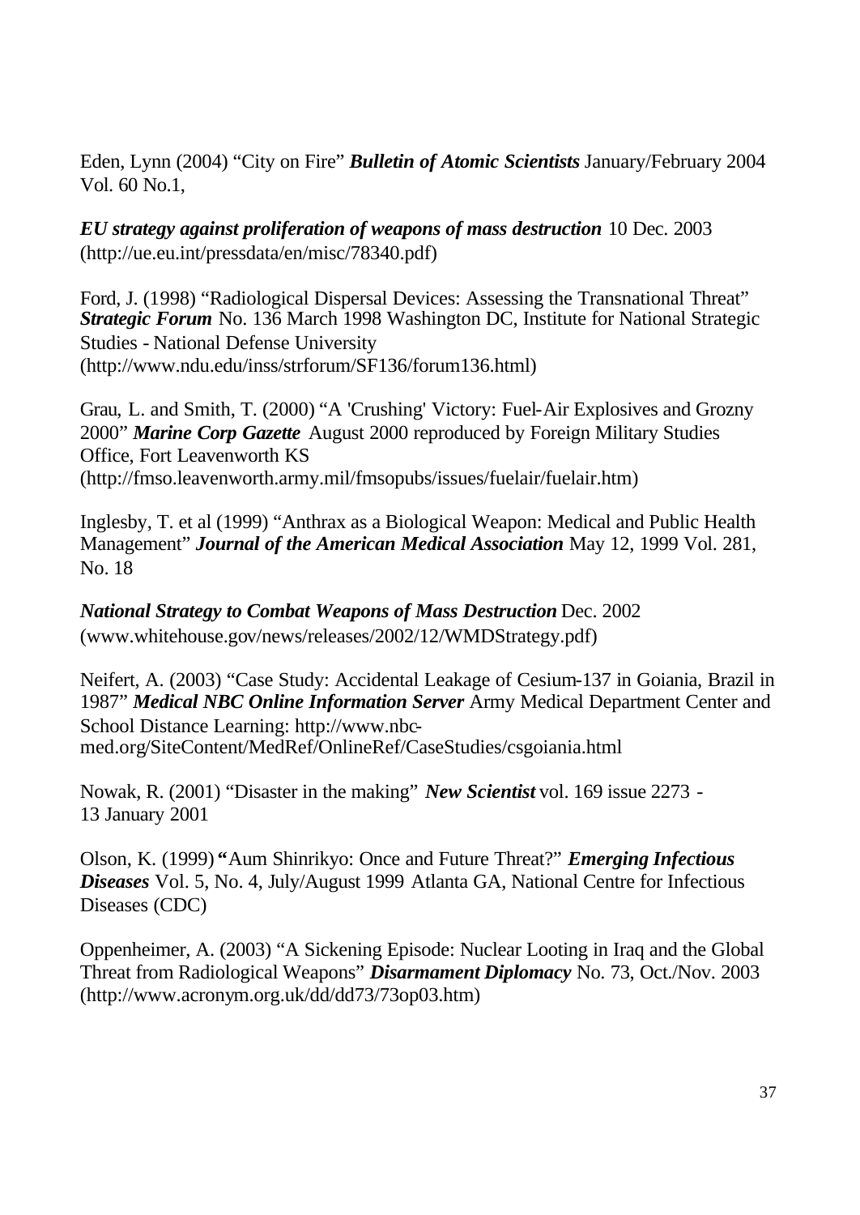Eden, Lynn (2004) "City on Fire" ***Bulletin of Atomic Scientists*** January/February 2004 Vol. 60 No.1,

***EU strategy against proliferation of weapons of mass destruction*** 10 Dec. 2003 (http://ue.eu.int/pressdata/en/misc/78340.pdf)

Ford, J. (1998) "Radiological Dispersal Devices: Assessing the Transnational Threat" ***Strategic Forum*** No. 136 March 1998 Washington DC, Institute for National Strategic Studies - National Defense University (http://www.ndu.edu/inss/strforum/SF136/forum136.html)

Grau, L. and Smith, T. (2000) "A 'Crushing' Victory: Fuel-Air Explosives and Grozny 2000" ***Marine Corp Gazette*** August 2000 reproduced by Foreign Military Studies Office, Fort Leavenworth KS (http://fmso.leavenworth.army.mil/fmsopubs/issues/fuelair/fuelair.htm)

Inglesby, T. et al (1999) "Anthrax as a Biological Weapon: Medical and Public Health Management" ***Journal of the American Medical Association*** May 12, 1999 Vol. 281, No. 18

***National Strategy to Combat Weapons of Mass Destruction*** Dec. 2002 (www.whitehouse.gov/news/releases/2002/12/WMDStrategy.pdf)

Neifert, A. (2003) "Case Study: Accidental Leakage of Cesium-137 in Goiania, Brazil in 1987" ***Medical NBC Online Information Server*** Army Medical Department Center and School Distance Learning: http://www.nbc-med.org/SiteContent/MedRef/OnlineRef/CaseStudies/csgoiania.html

Nowak, R. (2001) "Disaster in the making" ***New Scientist*** vol. 169 issue 2273 - 13 January 2001

Olson, K. (1999) "Aum Shinrikyo: Once and Future Threat?" ***Emerging Infectious Diseases*** Vol. 5, No. 4, July/August 1999 Atlanta GA, National Centre for Infectious Diseases (CDC)

Oppenheimer, A. (2003) "A Sickening Episode: Nuclear Looting in Iraq and the Global Threat from Radiological Weapons" ***Disarmament Diplomacy*** No. 73, Oct./Nov. 2003 (http://www.acronym.org.uk/dd/dd73/73op03.htm)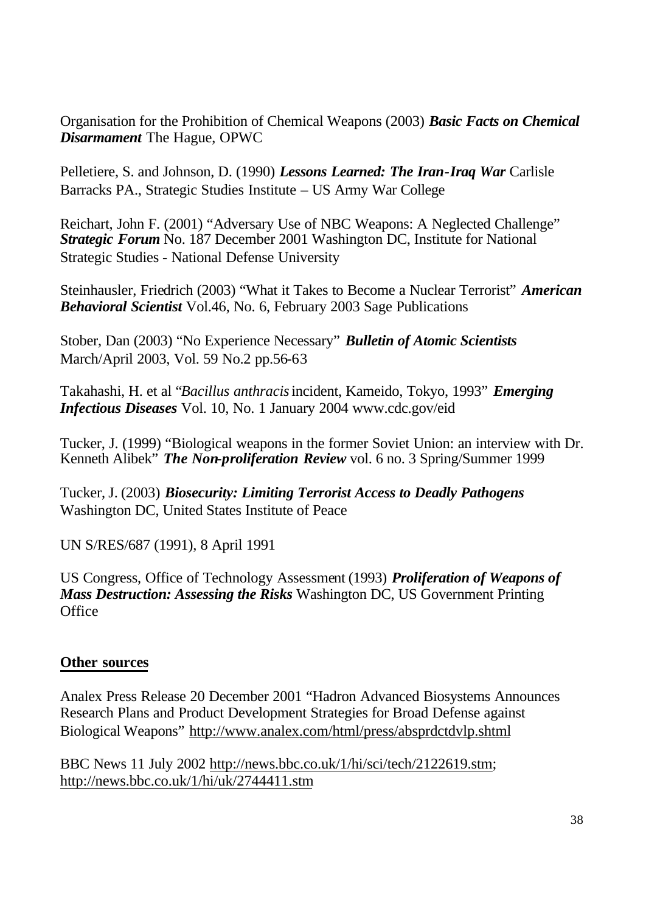Organisation for the Prohibition of Chemical Weapons (2003) ***Basic Facts on Chemical Disarmament*** The Hague, OPWC

Pelletiere, S. and Johnson, D. (1990) ***Lessons Learned: The Iran-Iraq War*** Carlisle Barracks PA., Strategic Studies Institute – US Army War College

Reichart, John F. (2001) "Adversary Use of NBC Weapons: A Neglected Challenge" ***Strategic Forum*** No. 187 December 2001 Washington DC, Institute for National Strategic Studies - National Defense University

Steinhausler, Friedrich (2003) "What it Takes to Become a Nuclear Terrorist" ***American Behavioral Scientist*** Vol.46, No. 6, February 2003 Sage Publications

Stober, Dan (2003) "No Experience Necessary" ***Bulletin of Atomic Scientists*** March/April 2003, Vol. 59 No.2 pp.56-63

Takahashi, H. et al "*Bacillus anthracis* incident, Kameido, Tokyo, 1993" ***Emerging Infectious Diseases*** Vol. 10, No. 1 January 2004 www.cdc.gov/eid

Tucker, J. (1999) "Biological weapons in the former Soviet Union: an interview with Dr. Kenneth Alibek" ***The Non-proliferation Review*** vol. 6 no. 3 Spring/Summer 1999

Tucker, J. (2003) ***Biosecurity: Limiting Terrorist Access to Deadly Pathogens*** Washington DC, United States Institute of Peace

UN S/RES/687 (1991), 8 April 1991

US Congress, Office of Technology Assessment (1993) ***Proliferation of Weapons of Mass Destruction: Assessing the Risks*** Washington DC, US Government Printing Office

## Other sources

Analex Press Release 20 December 2001 "Hadron Advanced Biosystems Announces Research Plans and Product Development Strategies for Broad Defense against Biological Weapons" http://www.analex.com/html/press/absprdctdvlp.shtml

BBC News 11 July 2002 http://news.bbc.co.uk/1/hi/sci/tech/2122619.stm; http://news.bbc.co.uk/1/hi/uk/2744411.stm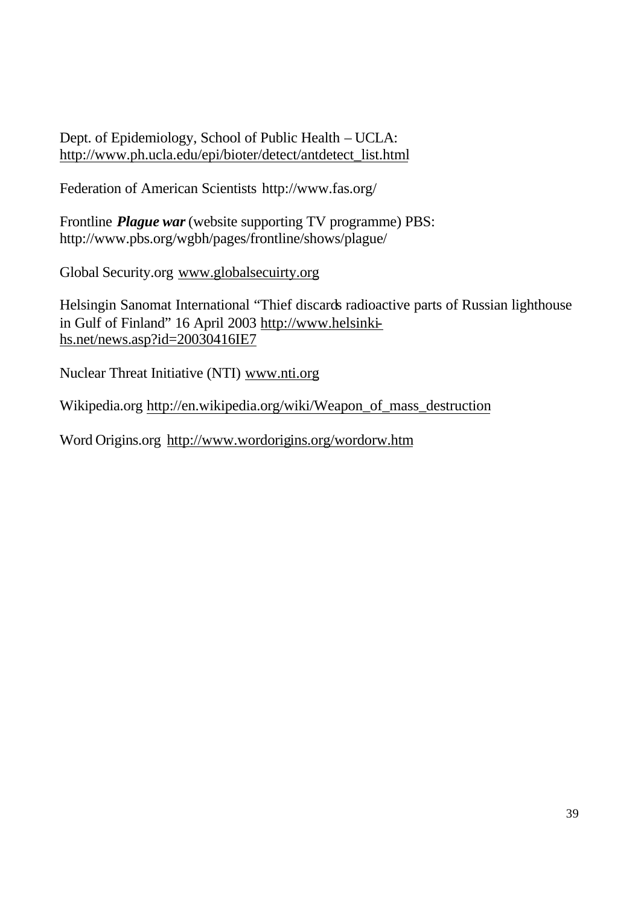Dept. of Epidemiology, School of Public Health – UCLA: http://www.ph.ucla.edu/epi/bioter/detect/antdetect_list.html

Federation of American Scientists http://www.fas.org/

Frontline ***Plague war*** (website supporting TV programme) PBS: http://www.pbs.org/wgbh/pages/frontline/shows/plague/

Global Security.org www.globalsecuirty.org

Helsingin Sanomat International "Thief discards radioactive parts of Russian lighthouse in Gulf of Finland" 16 April 2003 http://www.helsinki-hs.net/news.asp?id=20030416IE7

Nuclear Threat Initiative (NTI) www.nti.org

Wikipedia.org http://en.wikipedia.org/wiki/Weapon_of_mass_destruction

Word Origins.org http://www.wordorigins.org/wordorw.htm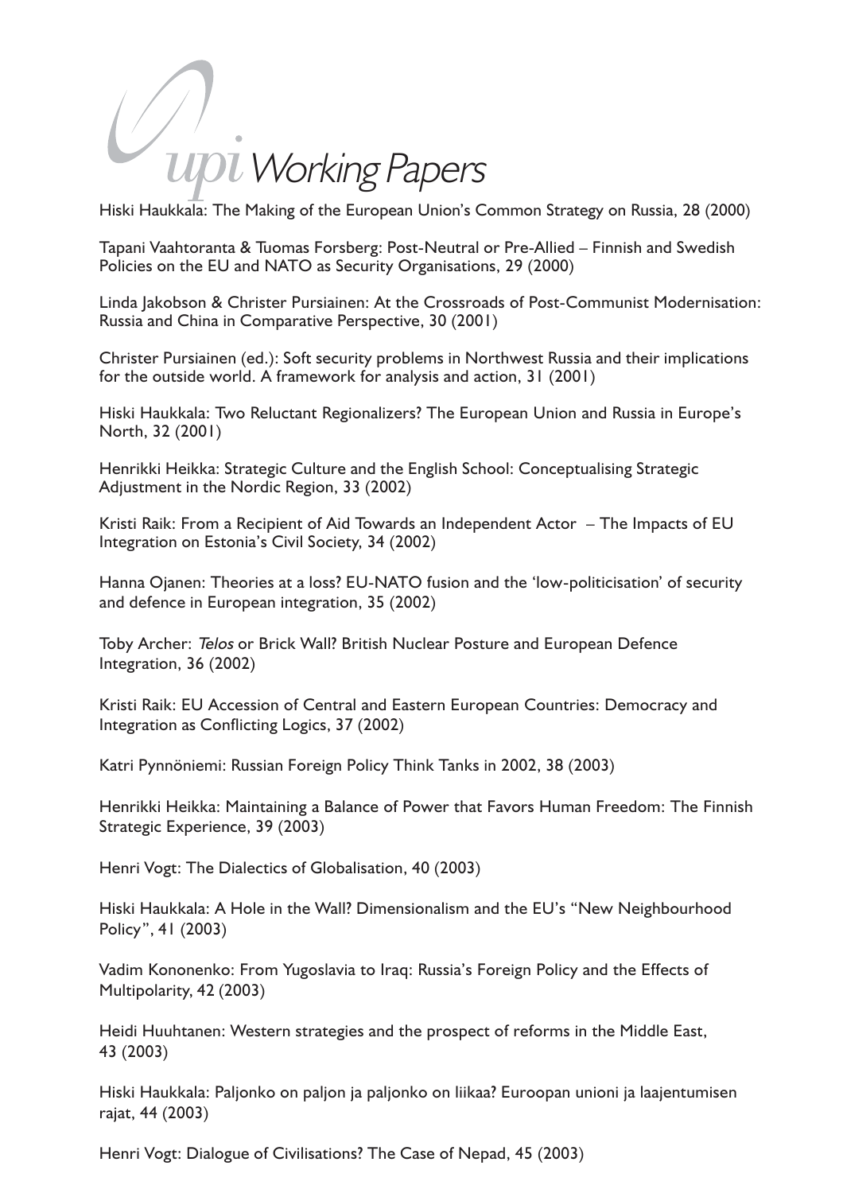# upi Working Papers

Hiski Haukkala: The Making of the European Union's Common Strategy on Russia, 28 (2000)

Tapani Vaahtoranta & Tuomas Forsberg: Post-Neutral or Pre-Allied – Finnish and Swedish Policies on the EU and NATO as Security Organisations, 29 (2000)

Linda Jakobson & Christer Pursiainen: At the Crossroads of Post-Communist Modernisation: Russia and China in Comparative Perspective, 30 (2001)

Christer Pursiainen (ed.): Soft security problems in Northwest Russia and their implications for the outside world. A framework for analysis and action, 31 (2001)

Hiski Haukkala: Two Reluctant Regionalizers? The European Union and Russia in Europe's North, 32 (2001)

Henrikki Heikka: Strategic Culture and the English School: Conceptualising Strategic Adjustment in the Nordic Region, 33 (2002)

Kristi Raik: From a Recipient of Aid Towards an Independent Actor – The Impacts of EU Integration on Estonia's Civil Society, 34 (2002)

Hanna Ojanen: Theories at a loss? EU-NATO fusion and the 'low-politicisation' of security and defence in European integration, 35 (2002)

Toby Archer: *Telos* or Brick Wall? British Nuclear Posture and European Defence Integration, 36 (2002)

Kristi Raik: EU Accession of Central and Eastern European Countries: Democracy and Integration as Conflicting Logics, 37 (2002)

Katri Pynnöniemi: Russian Foreign Policy Think Tanks in 2002, 38 (2003)

Henrikki Heikka: Maintaining a Balance of Power that Favors Human Freedom: The Finnish Strategic Experience, 39 (2003)

Henri Vogt: The Dialectics of Globalisation, 40 (2003)

Hiski Haukkala: A Hole in the Wall? Dimensionalism and the EU's "New Neighbourhood Policy", 41 (2003)

Vadim Kononenko: From Yugoslavia to Iraq: Russia's Foreign Policy and the Effects of Multipolarity, 42 (2003)

Heidi Huuhtanen: Western strategies and the prospect of reforms in the Middle East, 43 (2003)

Hiski Haukkala: Paljonko on paljon ja paljonko on liikaa? Euroopan unioni ja laajentumisen rajat, 44 (2003)

Henri Vogt: Dialogue of Civilisations? The Case of Nepad, 45 (2003)